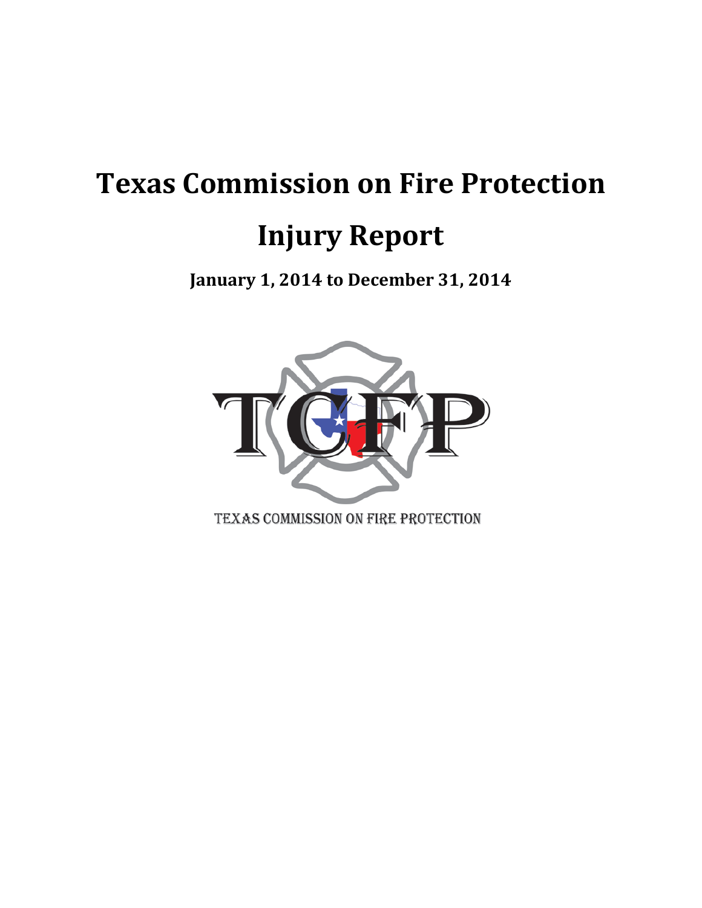# Texas Commission on Fire Protection

# Injury Report

**January 1, 2014 to December 31, 2014**

TEXAS COMMISSION ON FIRE PROTECTION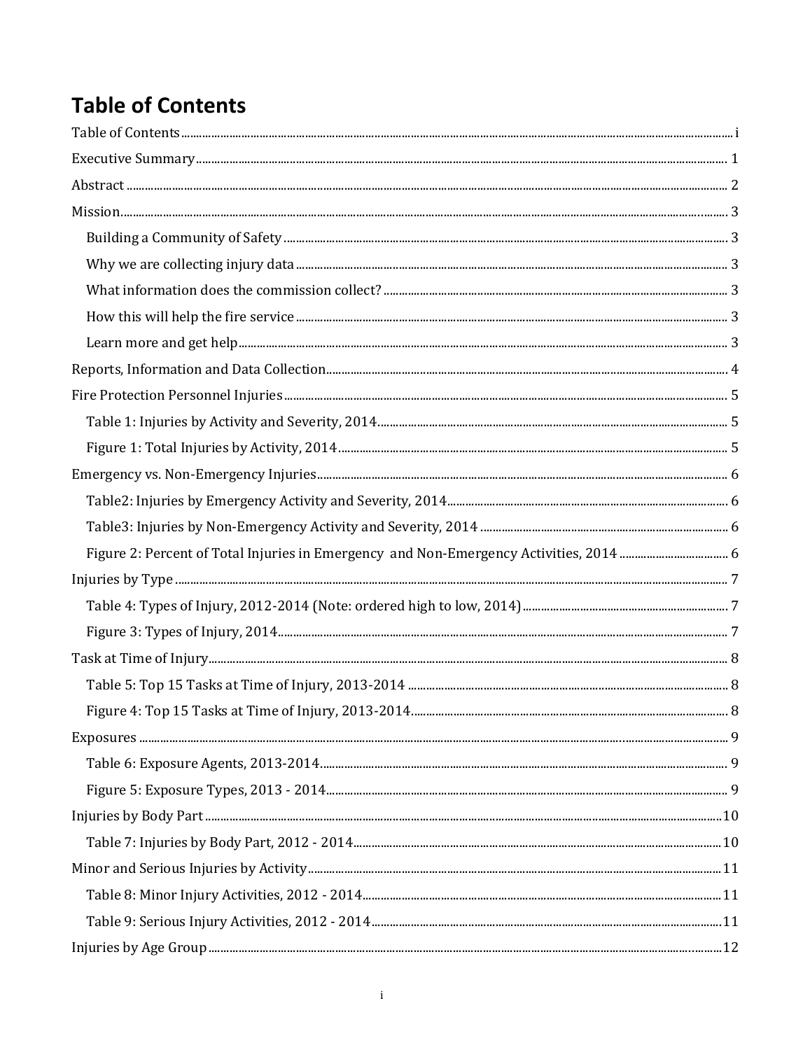# Table of Contents

Table of Contents ..... i

Executive Summary ..... 1

Abstract ..... 2

Mission ..... 3

- Building a Community of Safety ..... 3
- Why we are collecting injury data ..... 3
- What information does the commission collect? ..... 3
- How this will help the fire service ..... 3
- Learn more and get help ..... 3

Reports, Information and Data Collection ..... 4

Fire Protection Personnel Injuries ..... 5

- Table 1: Injuries by Activity and Severity, 2014 ..... 5
- Figure 1: Total Injuries by Activity, 2014 ..... 5

Emergency vs. Non-Emergency Injuries ..... 6

- Table2: Injuries by Emergency Activity and Severity, 2014 ..... 6
- Table3: Injuries by Non-Emergency Activity and Severity, 2014 ..... 6
- Figure 2: Percent of Total Injuries in Emergency and Non-Emergency Activities, 2014 ..... 6

Injuries by Type ..... 7

- Table 4: Types of Injury, 2012-2014 (Note: ordered high to low, 2014) ..... 7
- Figure 3: Types of Injury, 2014 ..... 7

Task at Time of Injury ..... 8

- Table 5: Top 15 Tasks at Time of Injury, 2013-2014 ..... 8
- Figure 4: Top 15 Tasks at Time of Injury, 2013-2014 ..... 8

Exposures ..... 9

- Table 6: Exposure Agents, 2013-2014 ..... 9
- Figure 5: Exposure Types, 2013 - 2014 ..... 9

Injuries by Body Part ..... 10

- Table 7: Injuries by Body Part, 2012 - 2014 ..... 10

Minor and Serious Injuries by Activity ..... 11

- Table 8: Minor Injury Activities, 2012 - 2014 ..... 11
- Table 9: Serious Injury Activities, 2012 - 2014 ..... 11

Injuries by Age Group ..... 12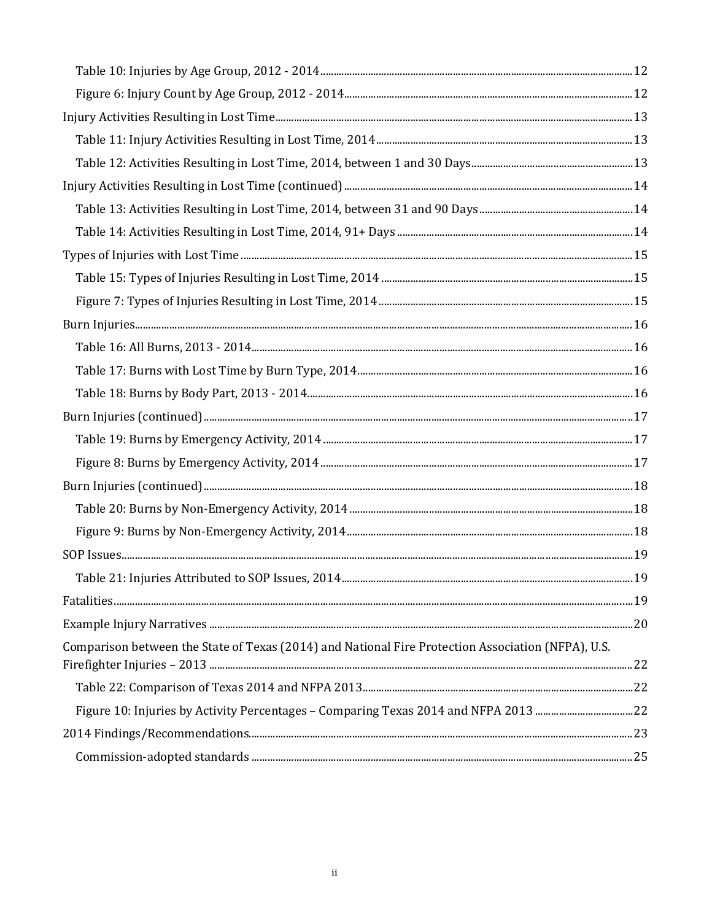- Table 10: Injuries by Age Group, 2012 - 2014 ..... 12
- Figure 6: Injury Count by Age Group, 2012 - 2014 ..... 12

Injury Activities Resulting in Lost Time ..... 13

- Table 11: Injury Activities Resulting in Lost Time, 2014 ..... 13
- Table 12: Activities Resulting in Lost Time, 2014, between 1 and 30 Days ..... 13

Injury Activities Resulting in Lost Time (continued) ..... 14

- Table 13: Activities Resulting in Lost Time, 2014, between 31 and 90 Days ..... 14
- Table 14: Activities Resulting in Lost Time, 2014, 91+ Days ..... 14

Types of Injuries with Lost Time ..... 15

- Table 15: Types of Injuries Resulting in Lost Time, 2014 ..... 15
- Figure 7: Types of Injuries Resulting in Lost Time, 2014 ..... 15

Burn Injuries ..... 16

- Table 16: All Burns, 2013 - 2014 ..... 16
- Table 17: Burns with Lost Time by Burn Type, 2014 ..... 16
- Table 18: Burns by Body Part, 2013 - 2014 ..... 16

Burn Injuries (continued) ..... 17

- Table 19: Burns by Emergency Activity, 2014 ..... 17
- Figure 8: Burns by Emergency Activity, 2014 ..... 17

Burn Injuries (continued) ..... 18

- Table 20: Burns by Non-Emergency Activity, 2014 ..... 18
- Figure 9: Burns by Non-Emergency Activity, 2014 ..... 18

SOP Issues ..... 19

- Table 21: Injuries Attributed to SOP Issues, 2014 ..... 19

Fatalities ..... 19

Example Injury Narratives ..... 20

Comparison between the State of Texas (2014) and National Fire Protection Association (NFPA), U.S. Firefighter Injuries – 2013 ..... 22

- Table 22: Comparison of Texas 2014 and NFPA 2013 ..... 22
- Figure 10: Injuries by Activity Percentages – Comparing Texas 2014 and NFPA 2013 ..... 22

2014 Findings/Recommendations ..... 23

- Commission-adopted standards ..... 25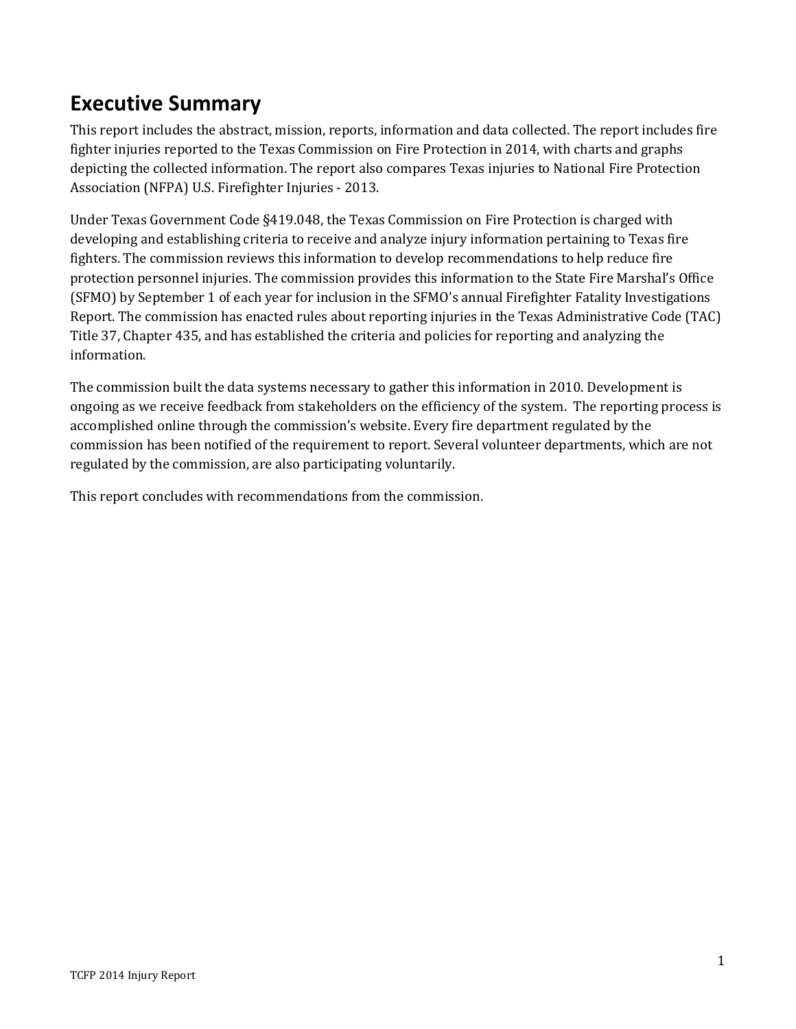# Executive Summary

This report includes the abstract, mission, reports, information and data collected. The report includes fire fighter injuries reported to the Texas Commission on Fire Protection in 2014, with charts and graphs depicting the collected information. The report also compares Texas injuries to National Fire Protection Association (NFPA) U.S. Firefighter Injuries - 2013.

Under Texas Government Code §419.048, the Texas Commission on Fire Protection is charged with developing and establishing criteria to receive and analyze injury information pertaining to Texas fire fighters. The commission reviews this information to develop recommendations to help reduce fire protection personnel injuries. The commission provides this information to the State Fire Marshal's Office (SFMO) by September 1 of each year for inclusion in the SFMO's annual Firefighter Fatality Investigations Report. The commission has enacted rules about reporting injuries in the Texas Administrative Code (TAC) Title 37, Chapter 435, and has established the criteria and policies for reporting and analyzing the information.

The commission built the data systems necessary to gather this information in 2010. Development is ongoing as we receive feedback from stakeholders on the efficiency of the system. The reporting process is accomplished online through the commission's website. Every fire department regulated by the commission has been notified of the requirement to report. Several volunteer departments, which are not regulated by the commission, are also participating voluntarily.

This report concludes with recommendations from the commission.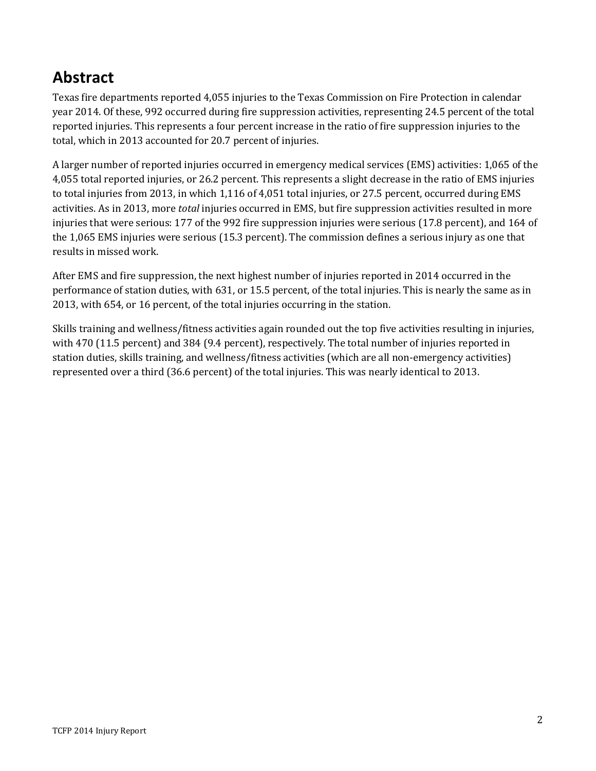# Abstract

Texas fire departments reported 4,055 injuries to the Texas Commission on Fire Protection in calendar year 2014. Of these, 992 occurred during fire suppression activities, representing 24.5 percent of the total reported injuries. This represents a four percent increase in the ratio of fire suppression injuries to the total, which in 2013 accounted for 20.7 percent of injuries.

A larger number of reported injuries occurred in emergency medical services (EMS) activities: 1,065 of the 4,055 total reported injuries, or 26.2 percent. This represents a slight decrease in the ratio of EMS injuries to total injuries from 2013, in which 1,116 of 4,051 total injuries, or 27.5 percent, occurred during EMS activities. As in 2013, more *total* injuries occurred in EMS, but fire suppression activities resulted in more injuries that were serious: 177 of the 992 fire suppression injuries were serious (17.8 percent), and 164 of the 1,065 EMS injuries were serious (15.3 percent). The commission defines a serious injury as one that results in missed work.

After EMS and fire suppression, the next highest number of injuries reported in 2014 occurred in the performance of station duties, with 631, or 15.5 percent, of the total injuries. This is nearly the same as in 2013, with 654, or 16 percent, of the total injuries occurring in the station.

Skills training and wellness/fitness activities again rounded out the top five activities resulting in injuries, with 470 (11.5 percent) and 384 (9.4 percent), respectively. The total number of injuries reported in station duties, skills training, and wellness/fitness activities (which are all non-emergency activities) represented over a third (36.6 percent) of the total injuries. This was nearly identical to 2013.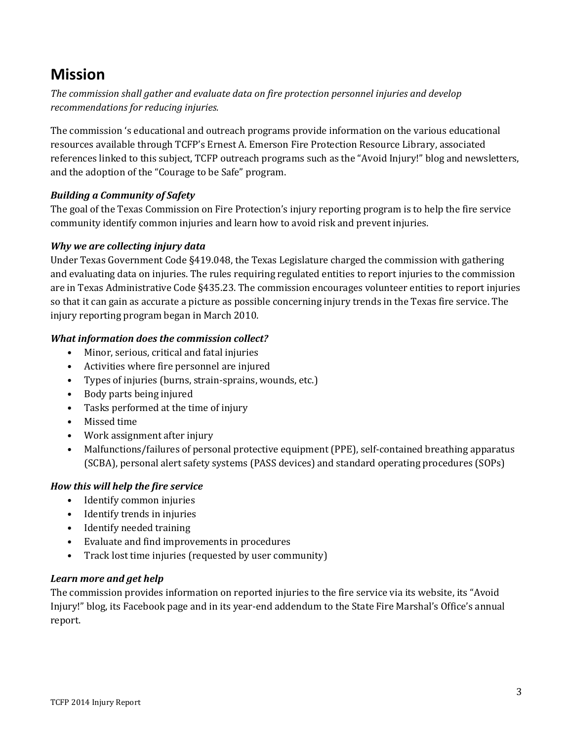# Mission

*The commission shall gather and evaluate data on fire protection personnel injuries and develop recommendations for reducing injuries.*

The commission 's educational and outreach programs provide information on the various educational resources available through TCFP's Ernest A. Emerson Fire Protection Resource Library, associated references linked to this subject, TCFP outreach programs such as the "Avoid Injury!" blog and newsletters, and the adoption of the "Courage to be Safe" program.

### *Building a Community of Safety*

The goal of the Texas Commission on Fire Protection's injury reporting program is to help the fire service community identify common injuries and learn how to avoid risk and prevent injuries.

### *Why we are collecting injury data*

Under Texas Government Code §419.048, the Texas Legislature charged the commission with gathering and evaluating data on injuries. The rules requiring regulated entities to report injuries to the commission are in Texas Administrative Code §435.23. The commission encourages volunteer entities to report injuries so that it can gain as accurate a picture as possible concerning injury trends in the Texas fire service. The injury reporting program began in March 2010.

### *What information does the commission collect?*

- Minor, serious, critical and fatal injuries
- Activities where fire personnel are injured
- Types of injuries (burns, strain-sprains, wounds, etc.)
- Body parts being injured
- Tasks performed at the time of injury
- Missed time
- Work assignment after injury
- Malfunctions/failures of personal protective equipment (PPE), self-contained breathing apparatus (SCBA), personal alert safety systems (PASS devices) and standard operating procedures (SOPs)

### *How this will help the fire service*

- Identify common injuries
- Identify trends in injuries
- Identify needed training
- Evaluate and find improvements in procedures
- Track lost time injuries (requested by user community)

### *Learn more and get help*

The commission provides information on reported injuries to the fire service via its website, its "Avoid Injury!" blog, its Facebook page and in its year-end addendum to the State Fire Marshal's Office's annual report.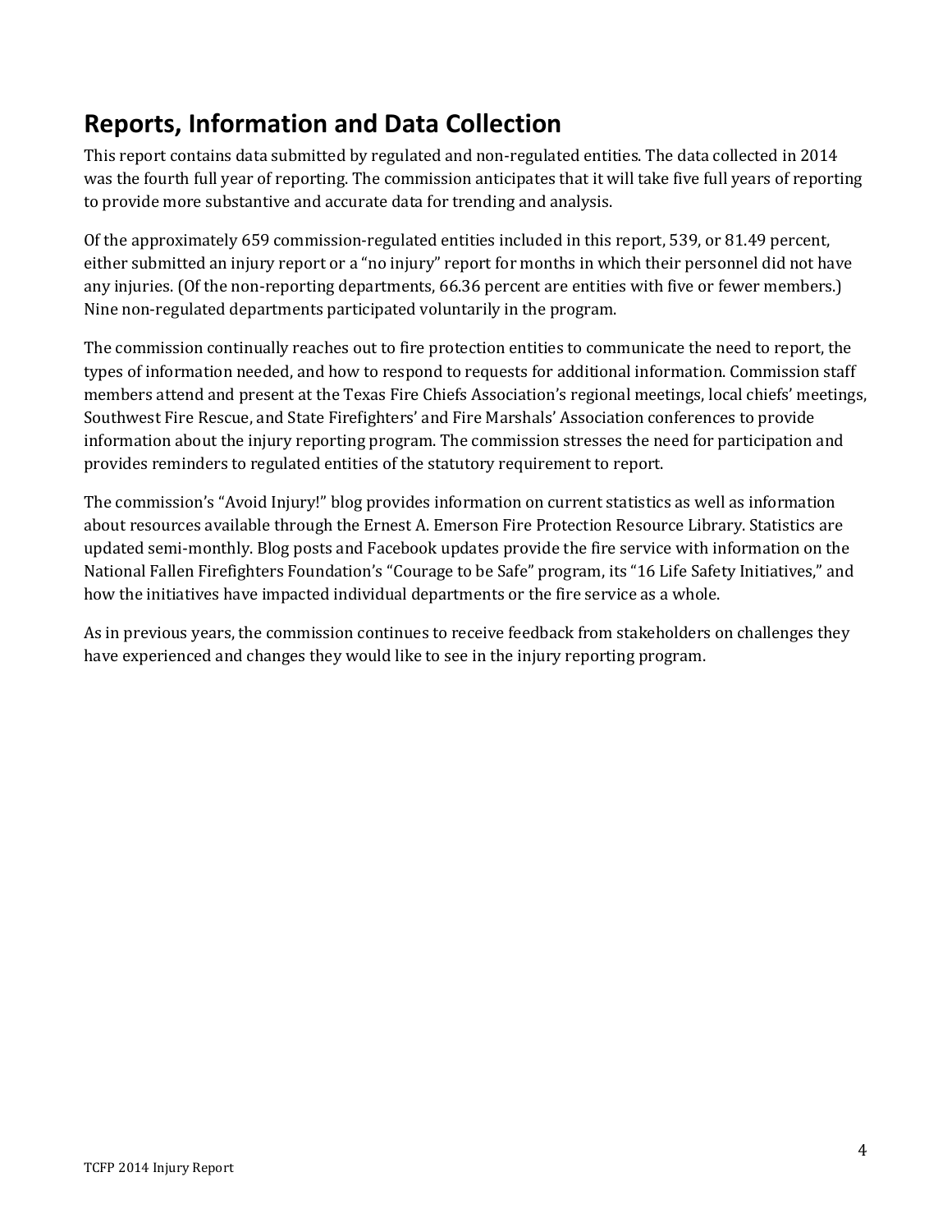## Reports, Information and Data Collection

This report contains data submitted by regulated and non-regulated entities. The data collected in 2014 was the fourth full year of reporting. The commission anticipates that it will take five full years of reporting to provide more substantive and accurate data for trending and analysis.

Of the approximately 659 commission-regulated entities included in this report, 539, or 81.49 percent, either submitted an injury report or a "no injury" report for months in which their personnel did not have any injuries. (Of the non-reporting departments, 66.36 percent are entities with five or fewer members.) Nine non-regulated departments participated voluntarily in the program.

The commission continually reaches out to fire protection entities to communicate the need to report, the types of information needed, and how to respond to requests for additional information. Commission staff members attend and present at the Texas Fire Chiefs Association's regional meetings, local chiefs' meetings, Southwest Fire Rescue, and State Firefighters' and Fire Marshals' Association conferences to provide information about the injury reporting program. The commission stresses the need for participation and provides reminders to regulated entities of the statutory requirement to report.

The commission's "Avoid Injury!" blog provides information on current statistics as well as information about resources available through the Ernest A. Emerson Fire Protection Resource Library. Statistics are updated semi-monthly. Blog posts and Facebook updates provide the fire service with information on the National Fallen Firefighters Foundation's "Courage to be Safe" program, its "16 Life Safety Initiatives," and how the initiatives have impacted individual departments or the fire service as a whole.

As in previous years, the commission continues to receive feedback from stakeholders on challenges they have experienced and changes they would like to see in the injury reporting program.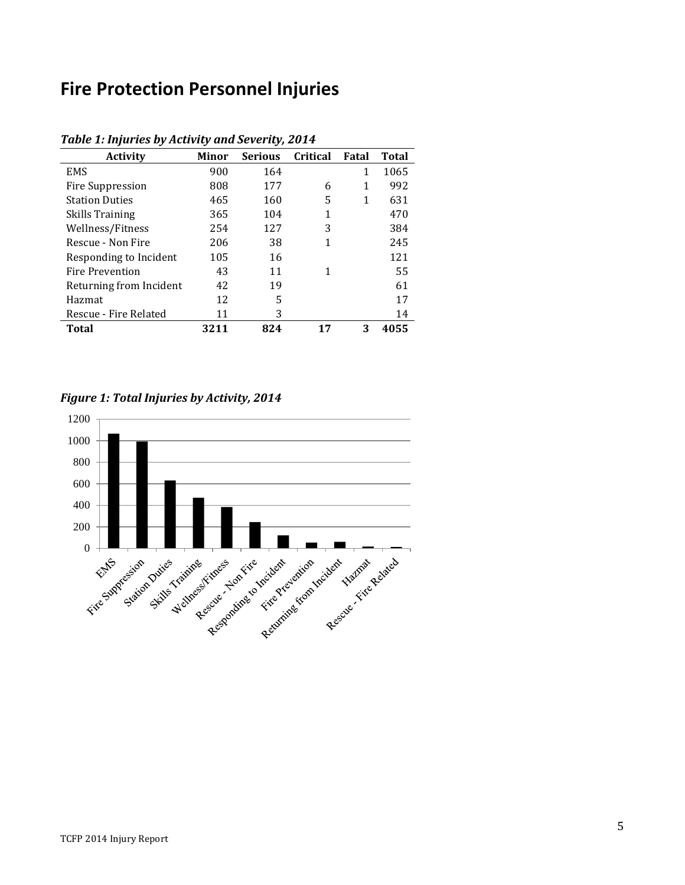# Fire Protection Personnel Injuries

***Table 1: Injuries by Activity and Severity, 2014***

| Activity | Minor | Serious | Critical | Fatal | Total |
|---|---|---|---|---|---|
| EMS | 900 | 164 | | 1 | 1065 |
| Fire Suppression | 808 | 177 | 6 | 1 | 992 |
| Station Duties | 465 | 160 | 5 | 1 | 631 |
| Skills Training | 365 | 104 | 1 | | 470 |
| Wellness/Fitness | 254 | 127 | 3 | | 384 |
| Rescue - Non Fire | 206 | 38 | 1 | | 245 |
| Responding to Incident | 105 | 16 | | | 121 |
| Fire Prevention | 43 | 11 | 1 | | 55 |
| Returning from Incident | 42 | 19 | | | 61 |
| Hazmat | 12 | 5 | | | 17 |
| Rescue - Fire Related | 11 | 3 | | | 14 |
| **Total** | **3211** | **824** | **17** | **3** | **4055** |

***Figure 1: Total Injuries by Activity, 2014***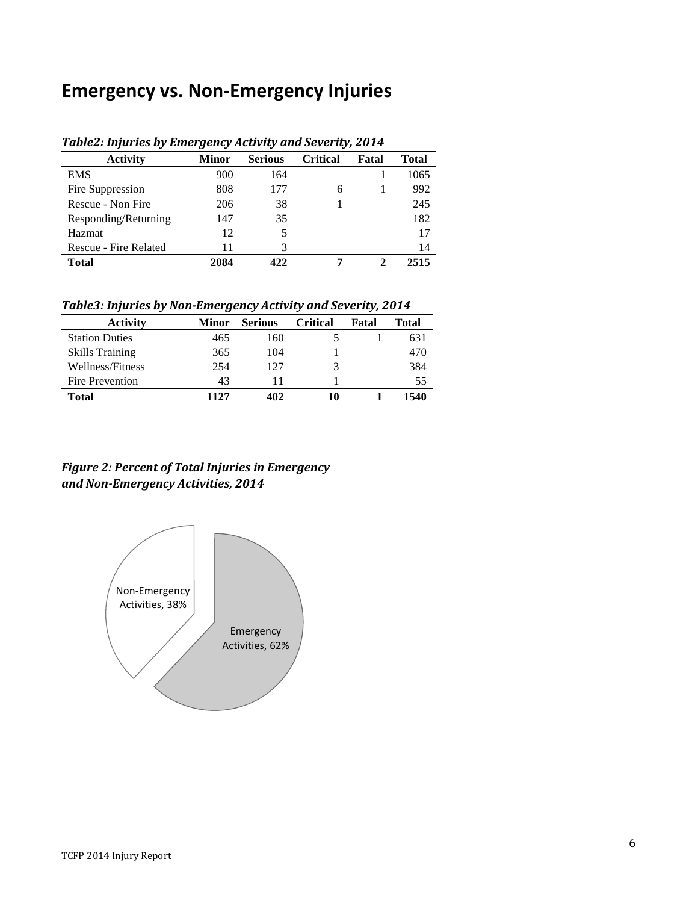## Emergency vs. Non-Emergency Injuries

***Table2: Injuries by Emergency Activity and Severity, 2014***

| Activity | Minor | Serious | Critical | Fatal | Total |
|---|---|---|---|---|---|
| EMS | 900 | 164 | | 1 | 1065 |
| Fire Suppression | 808 | 177 | 6 | 1 | 992 |
| Rescue - Non Fire | 206 | 38 | 1 | | 245 |
| Responding/Returning | 147 | 35 | | | 182 |
| Hazmat | 12 | 5 | | | 17 |
| Rescue - Fire Related | 11 | 3 | | | 14 |
| **Total** | **2084** | **422** | **7** | **2** | **2515** |

***Table3: Injuries by Non-Emergency Activity and Severity, 2014***

| Activity | Minor | Serious | Critical | Fatal | Total |
|---|---|---|---|---|---|
| Station Duties | 465 | 160 | 5 | 1 | 631 |
| Skills Training | 365 | 104 | 1 | | 470 |
| Wellness/Fitness | 254 | 127 | 3 | | 384 |
| Fire Prevention | 43 | 11 | 1 | | 55 |
| **Total** | **1127** | **402** | **10** | **1** | **1540** |

***Figure 2: Percent of Total Injuries in Emergency and Non-Emergency Activities, 2014***

Non-Emergency Activities, 38%

Emergency Activities, 62%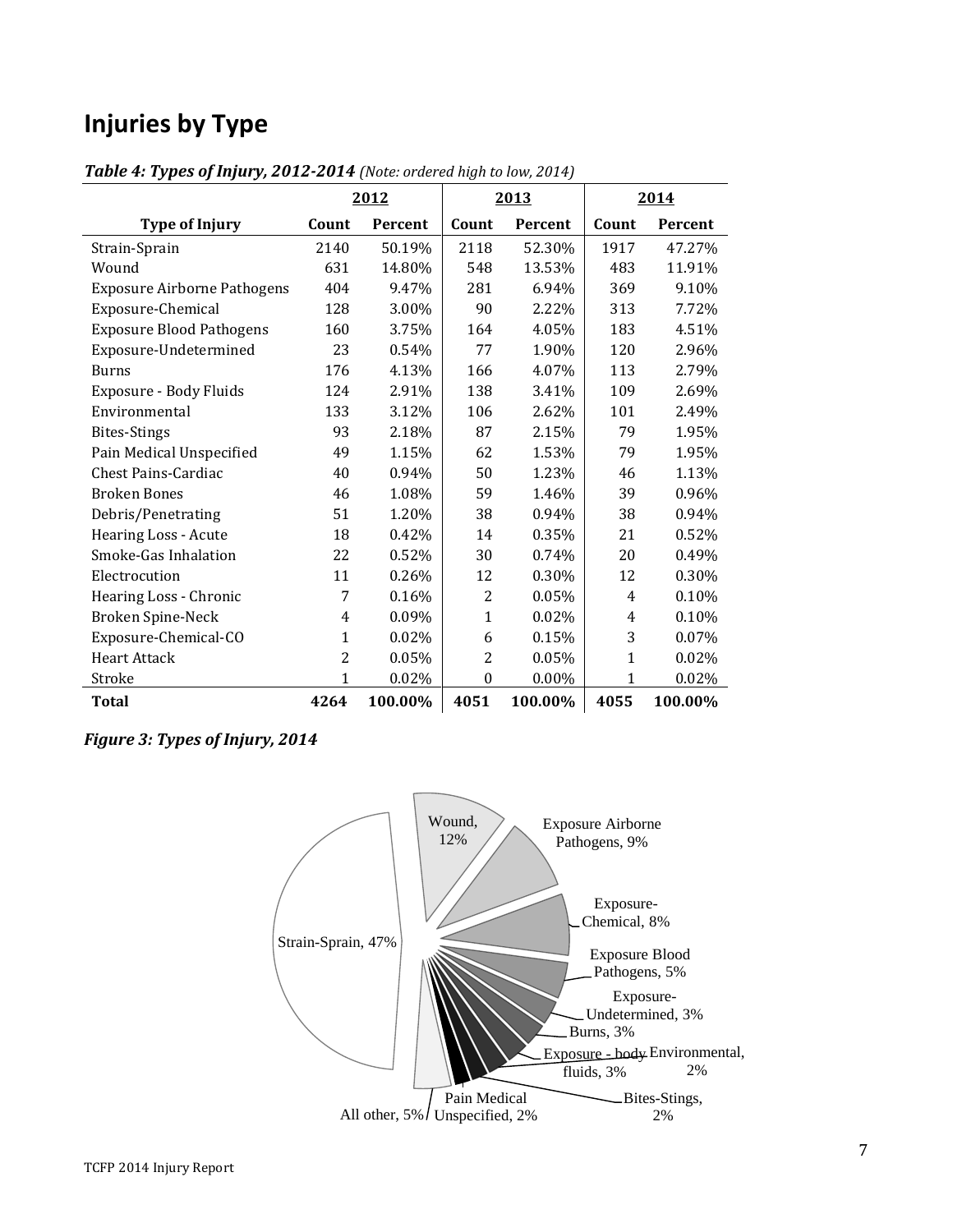## Injuries by Type

***Table 4: Types of Injury, 2012-2014*** *(Note: ordered high to low, 2014)*

| | 2012 | | 2013 | | 2014 | |
|---|---|---|---|---|---|---|
| **Type of Injury** | **Count** | **Percent** | **Count** | **Percent** | **Count** | **Percent** |
| Strain-Sprain | 2140 | 50.19% | 2118 | 52.30% | 1917 | 47.27% |
| Wound | 631 | 14.80% | 548 | 13.53% | 483 | 11.91% |
| Exposure Airborne Pathogens | 404 | 9.47% | 281 | 6.94% | 369 | 9.10% |
| Exposure-Chemical | 128 | 3.00% | 90 | 2.22% | 313 | 7.72% |
| Exposure Blood Pathogens | 160 | 3.75% | 164 | 4.05% | 183 | 4.51% |
| Exposure-Undetermined | 23 | 0.54% | 77 | 1.90% | 120 | 2.96% |
| Burns | 176 | 4.13% | 166 | 4.07% | 113 | 2.79% |
| Exposure - Body Fluids | 124 | 2.91% | 138 | 3.41% | 109 | 2.69% |
| Environmental | 133 | 3.12% | 106 | 2.62% | 101 | 2.49% |
| Bites-Stings | 93 | 2.18% | 87 | 2.15% | 79 | 1.95% |
| Pain Medical Unspecified | 49 | 1.15% | 62 | 1.53% | 79 | 1.95% |
| Chest Pains-Cardiac | 40 | 0.94% | 50 | 1.23% | 46 | 1.13% |
| Broken Bones | 46 | 1.08% | 59 | 1.46% | 39 | 0.96% |
| Debris/Penetrating | 51 | 1.20% | 38 | 0.94% | 38 | 0.94% |
| Hearing Loss - Acute | 18 | 0.42% | 14 | 0.35% | 21 | 0.52% |
| Smoke-Gas Inhalation | 22 | 0.52% | 30 | 0.74% | 20 | 0.49% |
| Electrocution | 11 | 0.26% | 12 | 0.30% | 12 | 0.30% |
| Hearing Loss - Chronic | 7 | 0.16% | 2 | 0.05% | 4 | 0.10% |
| Broken Spine-Neck | 4 | 0.09% | 1 | 0.02% | 4 | 0.10% |
| Exposure-Chemical-CO | 1 | 0.02% | 6 | 0.15% | 3 | 0.07% |
| Heart Attack | 2 | 0.05% | 2 | 0.05% | 1 | 0.02% |
| Stroke | 1 | 0.02% | 0 | 0.00% | 1 | 0.02% |
| **Total** | **4264** | **100.00%** | **4051** | **100.00%** | **4055** | **100.00%** |

***Figure 3: Types of Injury, 2014***

Strain-Sprain, 47%; Wound, 12%; Exposure Airborne Pathogens, 9%; Exposure-Chemical, 8%; Exposure Blood Pathogens, 5%; Exposure-Undetermined, 3%; Burns, 3%; Exposure - body fluids, 3%; Environmental, 2%; Bites-Stings, 2%; Pain Medical Unspecified, 2%; All other, 5%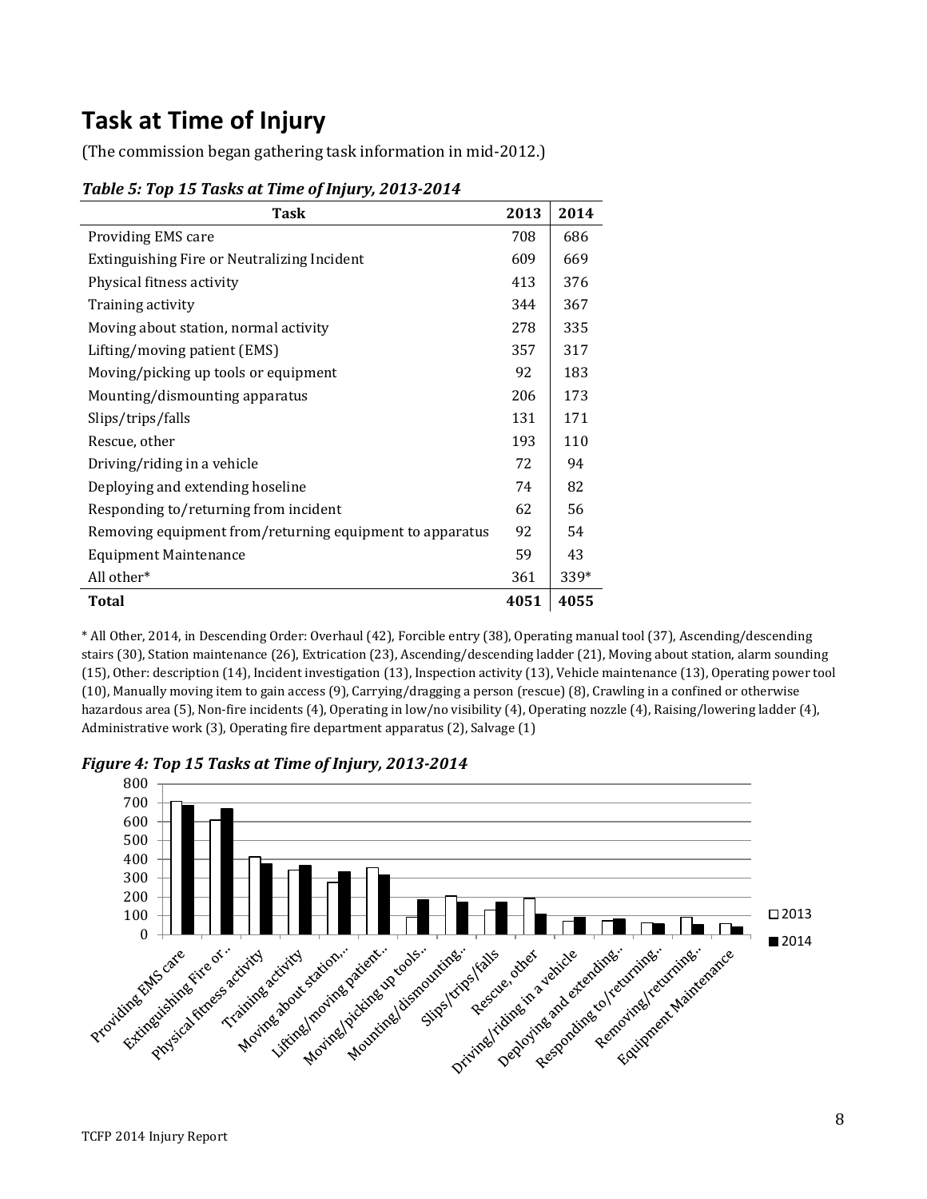# Task at Time of Injury

(The commission began gathering task information in mid-2012.)

***Table 5: Top 15 Tasks at Time of Injury, 2013-2014***

| Task | 2013 | 2014 |
|---|---|---|
| Providing EMS care | 708 | 686 |
| Extinguishing Fire or Neutralizing Incident | 609 | 669 |
| Physical fitness activity | 413 | 376 |
| Training activity | 344 | 367 |
| Moving about station, normal activity | 278 | 335 |
| Lifting/moving patient (EMS) | 357 | 317 |
| Moving/picking up tools or equipment | 92 | 183 |
| Mounting/dismounting apparatus | 206 | 173 |
| Slips/trips/falls | 131 | 171 |
| Rescue, other | 193 | 110 |
| Driving/riding in a vehicle | 72 | 94 |
| Deploying and extending hoseline | 74 | 82 |
| Responding to/returning from incident | 62 | 56 |
| Removing equipment from/returning equipment to apparatus | 92 | 54 |
| Equipment Maintenance | 59 | 43 |
| All other* | 361 | 339* |
| **Total** | **4051** | **4055** |

\* All Other, 2014, in Descending Order: Overhaul (42), Forcible entry (38), Operating manual tool (37), Ascending/descending stairs (30), Station maintenance (26), Extrication (23), Ascending/descending ladder (21), Moving about station, alarm sounding (15), Other: description (14), Incident investigation (13), Inspection activity (13), Vehicle maintenance (13), Operating power tool (10), Manually moving item to gain access (9), Carrying/dragging a person (rescue) (8), Crawling in a confined or otherwise hazardous area (5), Non-fire incidents (4), Operating in low/no visibility (4), Operating nozzle (4), Raising/lowering ladder (4), Administrative work (3), Operating fire department apparatus (2), Salvage (1)

***Figure 4: Top 15 Tasks at Time of Injury, 2013-2014***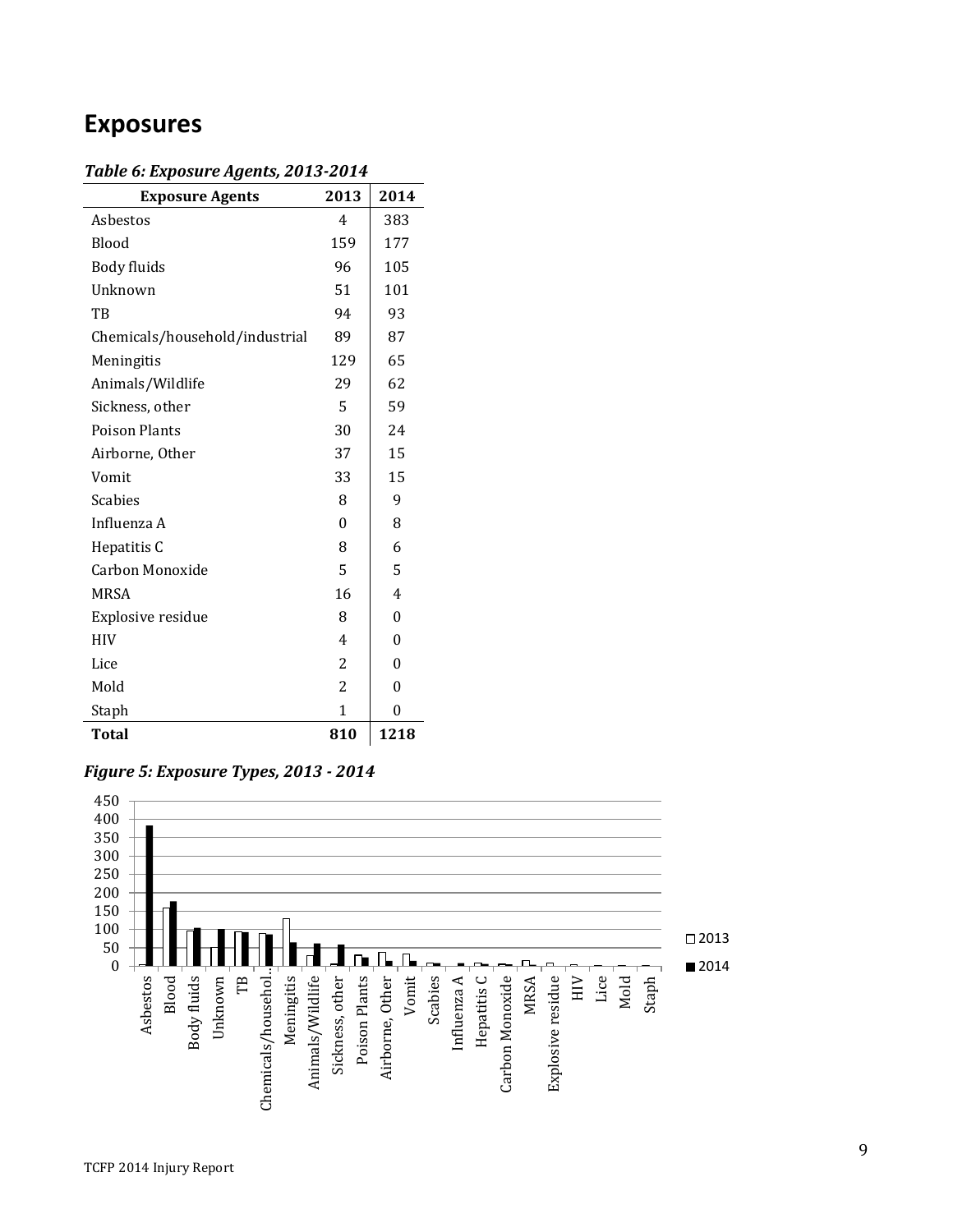# Exposures

***Table 6: Exposure Agents, 2013-2014***

| Exposure Agents | 2013 | 2014 |
|---|---|---|
| Asbestos | 4 | 383 |
| Blood | 159 | 177 |
| Body fluids | 96 | 105 |
| Unknown | 51 | 101 |
| TB | 94 | 93 |
| Chemicals/household/industrial | 89 | 87 |
| Meningitis | 129 | 65 |
| Animals/Wildlife | 29 | 62 |
| Sickness, other | 5 | 59 |
| Poison Plants | 30 | 24 |
| Airborne, Other | 37 | 15 |
| Vomit | 33 | 15 |
| Scabies | 8 | 9 |
| Influenza A | 0 | 8 |
| Hepatitis C | 8 | 6 |
| Carbon Monoxide | 5 | 5 |
| MRSA | 16 | 4 |
| Explosive residue | 8 | 0 |
| HIV | 4 | 0 |
| Lice | 2 | 0 |
| Mold | 2 | 0 |
| Staph | 1 | 0 |
| **Total** | **810** | **1218** |

***Figure 5: Exposure Types, 2013 - 2014***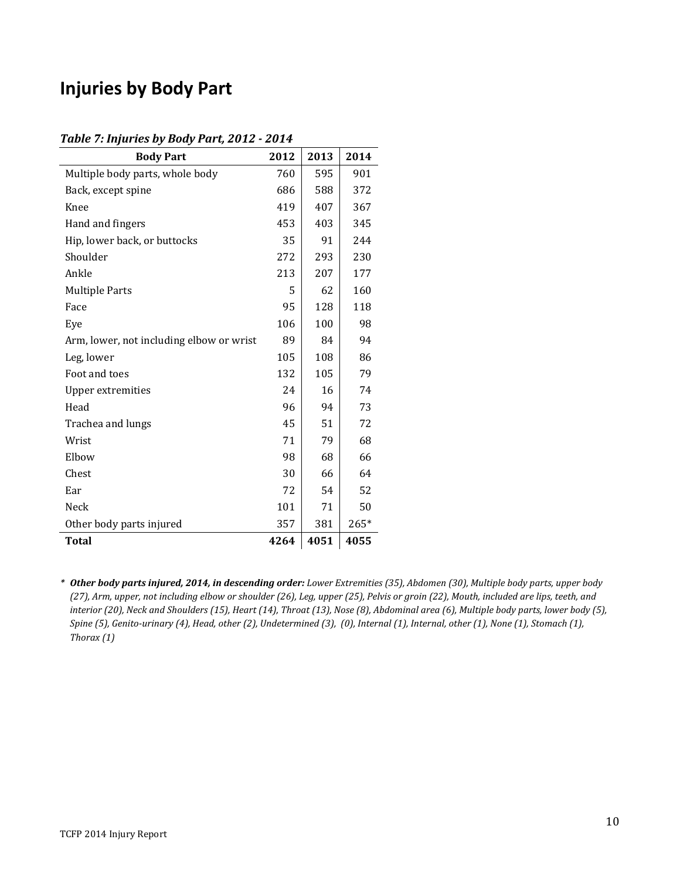## Injuries by Body Part

***Table 7: Injuries by Body Part, 2012 - 2014***

| Body Part | 2012 | 2013 | 2014 |
|---|---|---|---|
| Multiple body parts, whole body | 760 | 595 | 901 |
| Back, except spine | 686 | 588 | 372 |
| Knee | 419 | 407 | 367 |
| Hand and fingers | 453 | 403 | 345 |
| Hip, lower back, or buttocks | 35 | 91 | 244 |
| Shoulder | 272 | 293 | 230 |
| Ankle | 213 | 207 | 177 |
| Multiple Parts | 5 | 62 | 160 |
| Face | 95 | 128 | 118 |
| Eye | 106 | 100 | 98 |
| Arm, lower, not including elbow or wrist | 89 | 84 | 94 |
| Leg, lower | 105 | 108 | 86 |
| Foot and toes | 132 | 105 | 79 |
| Upper extremities | 24 | 16 | 74 |
| Head | 96 | 94 | 73 |
| Trachea and lungs | 45 | 51 | 72 |
| Wrist | 71 | 79 | 68 |
| Elbow | 98 | 68 | 66 |
| Chest | 30 | 66 | 64 |
| Ear | 72 | 54 | 52 |
| Neck | 101 | 71 | 50 |
| Other body parts injured | 357 | 381 | 265* |
| **Total** | **4264** | **4051** | **4055** |

\* ***Other body parts injured, 2014, in descending order:*** *Lower Extremities (35), Abdomen (30), Multiple body parts, upper body (27), Arm, upper, not including elbow or shoulder (26), Leg, upper (25), Pelvis or groin (22), Mouth, included are lips, teeth, and interior (20), Neck and Shoulders (15), Heart (14), Throat (13), Nose (8), Abdominal area (6), Multiple body parts, lower body (5), Spine (5), Genito-urinary (4), Head, other (2), Undetermined (3), (0), Internal (1), Internal, other (1), None (1), Stomach (1), Thorax (1)*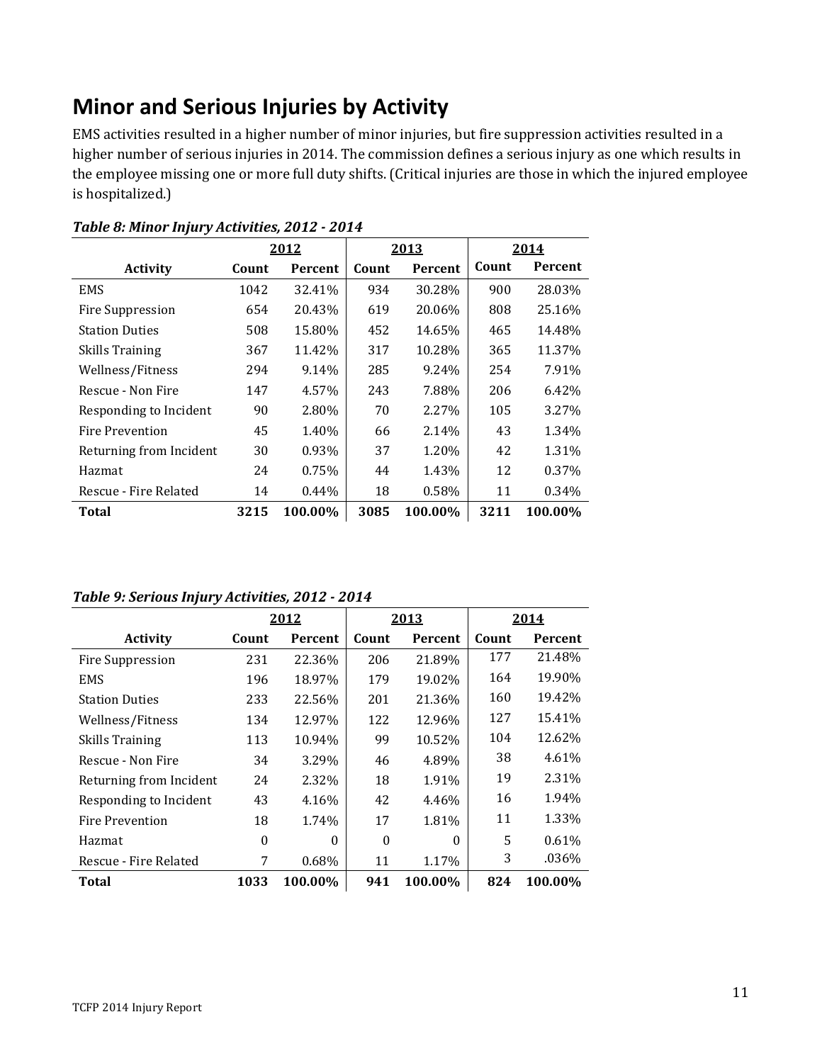# Minor and Serious Injuries by Activity

EMS activities resulted in a higher number of minor injuries, but fire suppression activities resulted in a higher number of serious injuries in 2014. The commission defines a serious injury as one which results in the employee missing one or more full duty shifts. (Critical injuries are those in which the injured employee is hospitalized.)

***Table 8: Minor Injury Activities, 2012 - 2014***

| | 2012 | | 2013 | | 2014 | |
|---|---|---|---|---|---|---|
| **Activity** | **Count** | **Percent** | **Count** | **Percent** | **Count** | **Percent** |
| EMS | 1042 | 32.41% | 934 | 30.28% | 900 | 28.03% |
| Fire Suppression | 654 | 20.43% | 619 | 20.06% | 808 | 25.16% |
| Station Duties | 508 | 15.80% | 452 | 14.65% | 465 | 14.48% |
| Skills Training | 367 | 11.42% | 317 | 10.28% | 365 | 11.37% |
| Wellness/Fitness | 294 | 9.14% | 285 | 9.24% | 254 | 7.91% |
| Rescue - Non Fire | 147 | 4.57% | 243 | 7.88% | 206 | 6.42% |
| Responding to Incident | 90 | 2.80% | 70 | 2.27% | 105 | 3.27% |
| Fire Prevention | 45 | 1.40% | 66 | 2.14% | 43 | 1.34% |
| Returning from Incident | 30 | 0.93% | 37 | 1.20% | 42 | 1.31% |
| Hazmat | 24 | 0.75% | 44 | 1.43% | 12 | 0.37% |
| Rescue - Fire Related | 14 | 0.44% | 18 | 0.58% | 11 | 0.34% |
| **Total** | **3215** | **100.00%** | **3085** | **100.00%** | **3211** | **100.00%** |

***Table 9: Serious Injury Activities, 2012 - 2014***

| | 2012 | | 2013 | | 2014 | |
|---|---|---|---|---|---|---|
| **Activity** | **Count** | **Percent** | **Count** | **Percent** | **Count** | **Percent** |
| Fire Suppression | 231 | 22.36% | 206 | 21.89% | 177 | 21.48% |
| EMS | 196 | 18.97% | 179 | 19.02% | 164 | 19.90% |
| Station Duties | 233 | 22.56% | 201 | 21.36% | 160 | 19.42% |
| Wellness/Fitness | 134 | 12.97% | 122 | 12.96% | 127 | 15.41% |
| Skills Training | 113 | 10.94% | 99 | 10.52% | 104 | 12.62% |
| Rescue - Non Fire | 34 | 3.29% | 46 | 4.89% | 38 | 4.61% |
| Returning from Incident | 24 | 2.32% | 18 | 1.91% | 19 | 2.31% |
| Responding to Incident | 43 | 4.16% | 42 | 4.46% | 16 | 1.94% |
| Fire Prevention | 18 | 1.74% | 17 | 1.81% | 11 | 1.33% |
| Hazmat | 0 | 0 | 0 | 0 | 5 | 0.61% |
| Rescue - Fire Related | 7 | 0.68% | 11 | 1.17% | 3 | .036% |
| **Total** | **1033** | **100.00%** | **941** | **100.00%** | **824** | **100.00%** |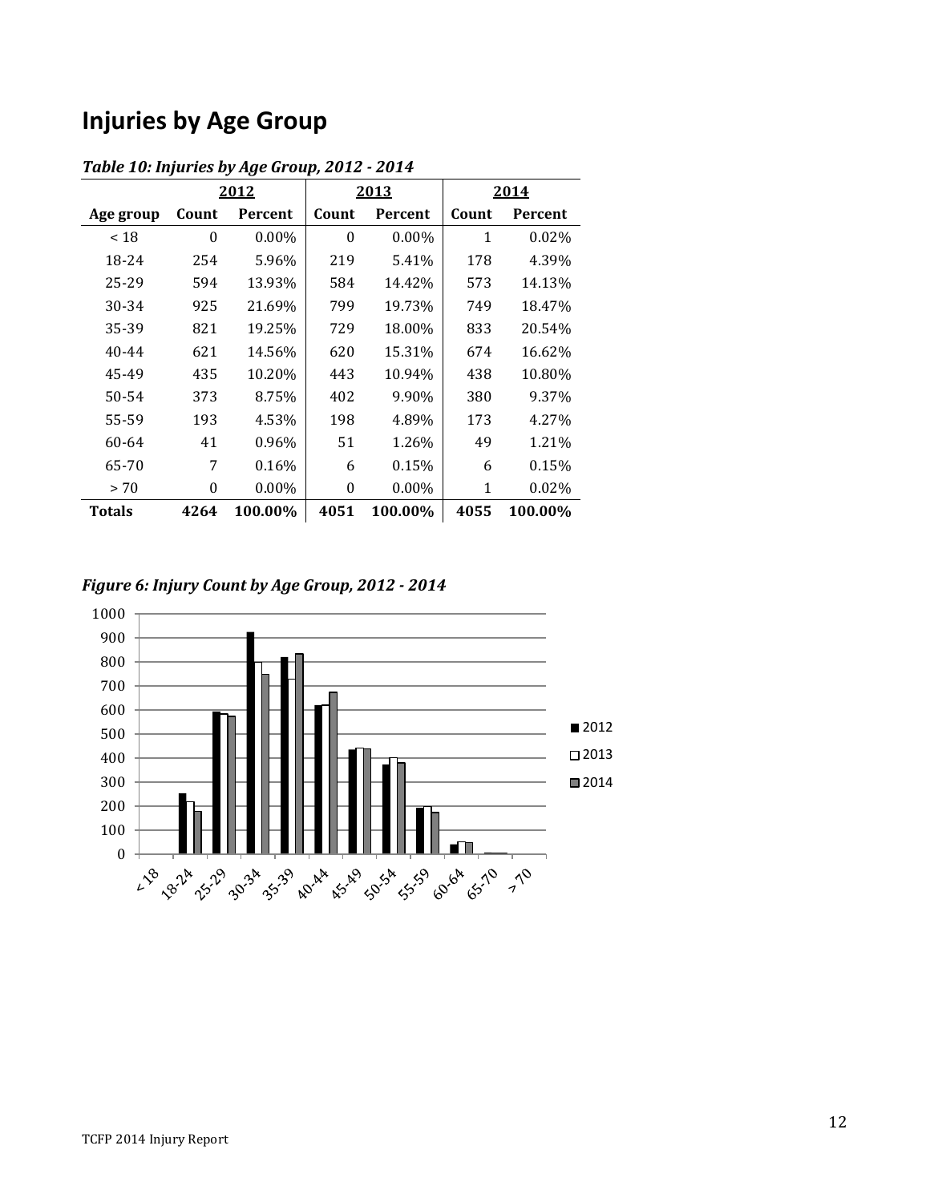# Injuries by Age Group

*Table 10: Injuries by Age Group, 2012 - 2014*

| | 2012 | | 2013 | | 2014 | |
|---|---|---|---|---|---|---|
| **Age group** | **Count** | **Percent** | **Count** | **Percent** | **Count** | **Percent** |
| < 18 | 0 | 0.00% | 0 | 0.00% | 1 | 0.02% |
| 18-24 | 254 | 5.96% | 219 | 5.41% | 178 | 4.39% |
| 25-29 | 594 | 13.93% | 584 | 14.42% | 573 | 14.13% |
| 30-34 | 925 | 21.69% | 799 | 19.73% | 749 | 18.47% |
| 35-39 | 821 | 19.25% | 729 | 18.00% | 833 | 20.54% |
| 40-44 | 621 | 14.56% | 620 | 15.31% | 674 | 16.62% |
| 45-49 | 435 | 10.20% | 443 | 10.94% | 438 | 10.80% |
| 50-54 | 373 | 8.75% | 402 | 9.90% | 380 | 9.37% |
| 55-59 | 193 | 4.53% | 198 | 4.89% | 173 | 4.27% |
| 60-64 | 41 | 0.96% | 51 | 1.26% | 49 | 1.21% |
| 65-70 | 7 | 0.16% | 6 | 0.15% | 6 | 0.15% |
| > 70 | 0 | 0.00% | 0 | 0.00% | 1 | 0.02% |
| **Totals** | **4264** | **100.00%** | **4051** | **100.00%** | **4055** | **100.00%** |

*Figure 6: Injury Count by Age Group, 2012 - 2014*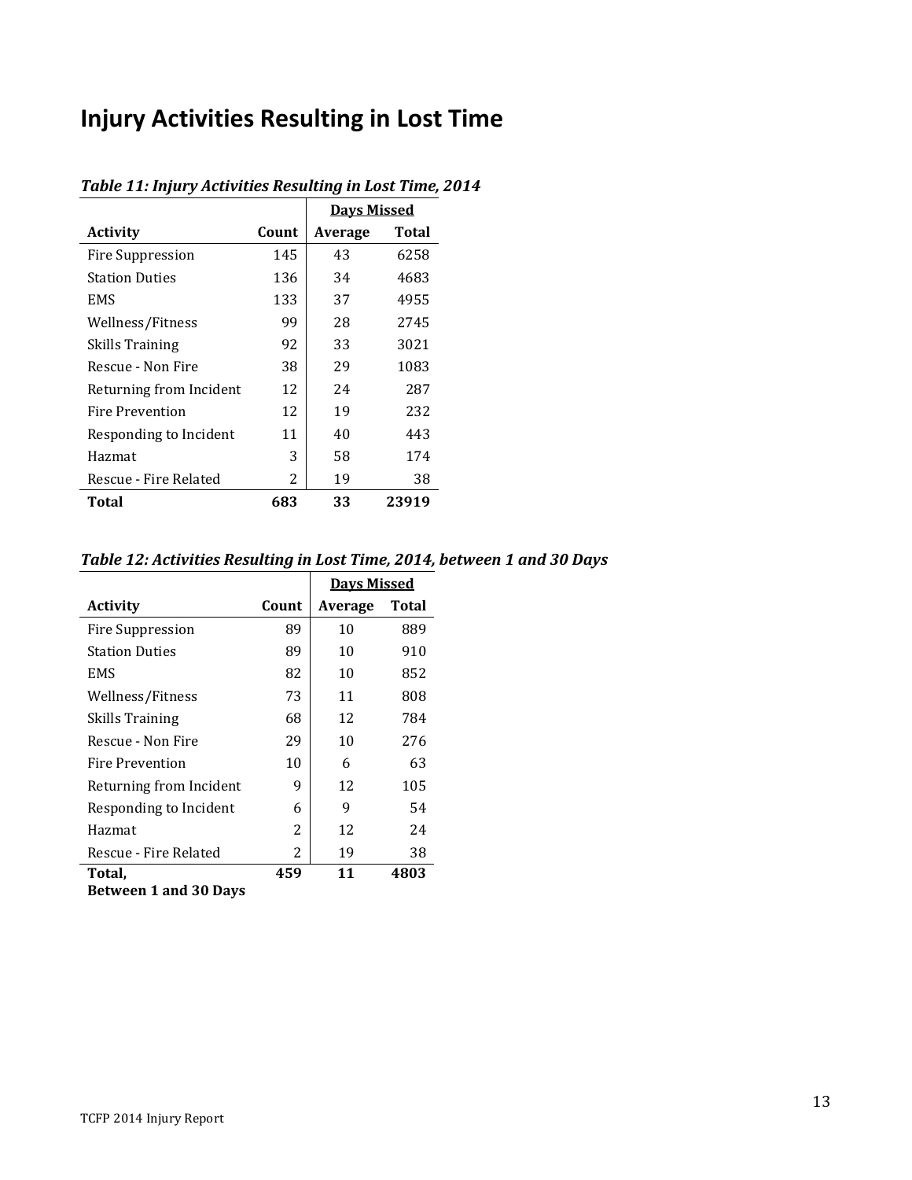# Injury Activities Resulting in Lost Time

***Table 11: Injury Activities Resulting in Lost Time, 2014***

| | | Days Missed | |
|---|---|---|---|
| **Activity** | **Count** | **Average** | **Total** |
| Fire Suppression | 145 | 43 | 6258 |
| Station Duties | 136 | 34 | 4683 |
| EMS | 133 | 37 | 4955 |
| Wellness/Fitness | 99 | 28 | 2745 |
| Skills Training | 92 | 33 | 3021 |
| Rescue - Non Fire | 38 | 29 | 1083 |
| Returning from Incident | 12 | 24 | 287 |
| Fire Prevention | 12 | 19 | 232 |
| Responding to Incident | 11 | 40 | 443 |
| Hazmat | 3 | 58 | 174 |
| Rescue - Fire Related | 2 | 19 | 38 |
| **Total** | **683** | **33** | **23919** |

***Table 12: Activities Resulting in Lost Time, 2014, between 1 and 30 Days***

| | | Days Missed | |
|---|---|---|---|
| **Activity** | **Count** | **Average** | **Total** |
| Fire Suppression | 89 | 10 | 889 |
| Station Duties | 89 | 10 | 910 |
| EMS | 82 | 10 | 852 |
| Wellness/Fitness | 73 | 11 | 808 |
| Skills Training | 68 | 12 | 784 |
| Rescue - Non Fire | 29 | 10 | 276 |
| Fire Prevention | 10 | 6 | 63 |
| Returning from Incident | 9 | 12 | 105 |
| Responding to Incident | 6 | 9 | 54 |
| Hazmat | 2 | 12 | 24 |
| Rescue - Fire Related | 2 | 19 | 38 |
| **Total, Between 1 and 30 Days** | **459** | **11** | **4803** |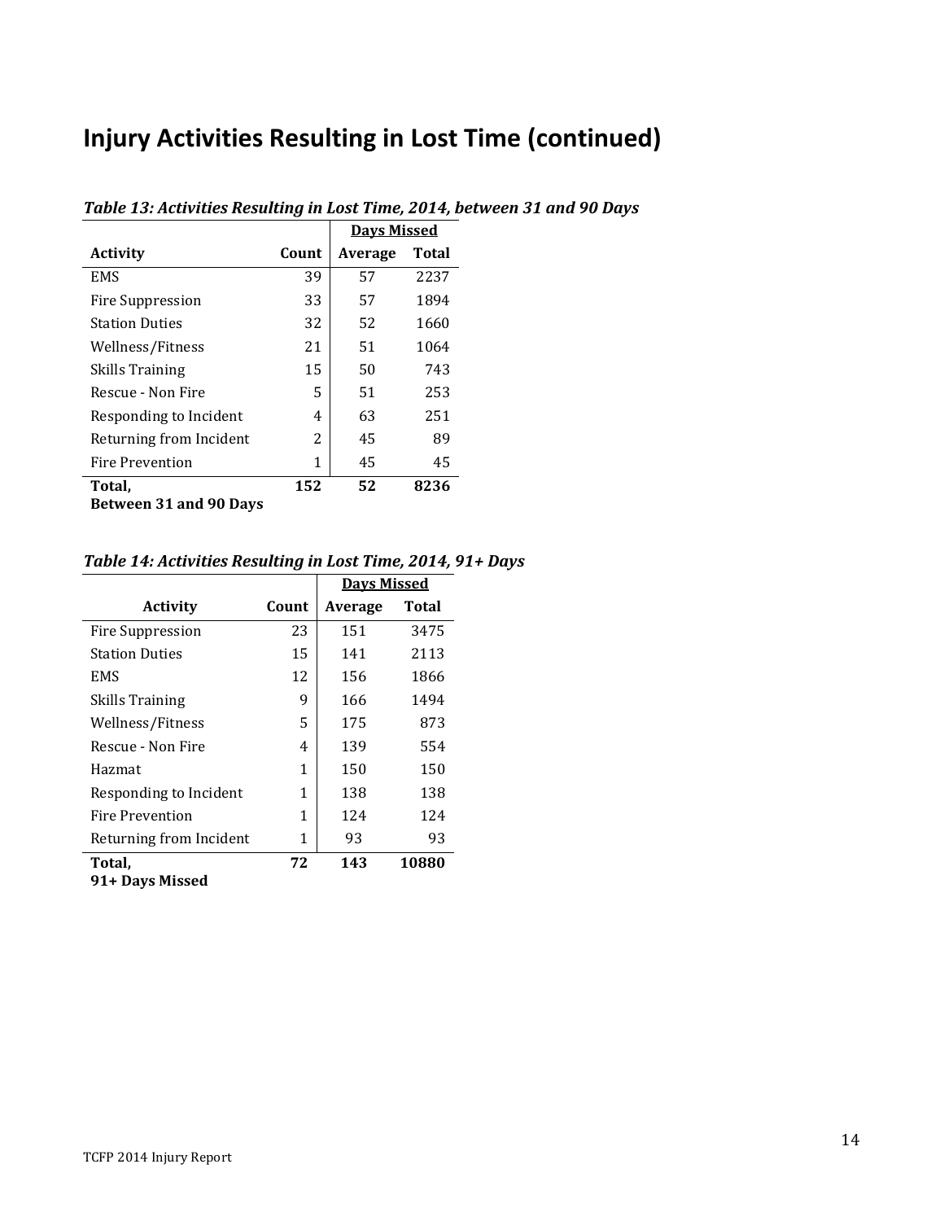# Injury Activities Resulting in Lost Time (continued)

***Table 13: Activities Resulting in Lost Time, 2014, between 31 and 90 Days***

| | | Days Missed | |
|---|---|---|---|
| **Activity** | **Count** | **Average** | **Total** |
| EMS | 39 | 57 | 2237 |
| Fire Suppression | 33 | 57 | 1894 |
| Station Duties | 32 | 52 | 1660 |
| Wellness/Fitness | 21 | 51 | 1064 |
| Skills Training | 15 | 50 | 743 |
| Rescue - Non Fire | 5 | 51 | 253 |
| Responding to Incident | 4 | 63 | 251 |
| Returning from Incident | 2 | 45 | 89 |
| Fire Prevention | 1 | 45 | 45 |
| **Total, Between 31 and 90 Days** | **152** | **52** | **8236** |

***Table 14: Activities Resulting in Lost Time, 2014, 91+ Days***

| | | Days Missed | |
|---|---|---|---|
| **Activity** | **Count** | **Average** | **Total** |
| Fire Suppression | 23 | 151 | 3475 |
| Station Duties | 15 | 141 | 2113 |
| EMS | 12 | 156 | 1866 |
| Skills Training | 9 | 166 | 1494 |
| Wellness/Fitness | 5 | 175 | 873 |
| Rescue - Non Fire | 4 | 139 | 554 |
| Hazmat | 1 | 150 | 150 |
| Responding to Incident | 1 | 138 | 138 |
| Fire Prevention | 1 | 124 | 124 |
| Returning from Incident | 1 | 93 | 93 |
| **Total, 91+ Days Missed** | **72** | **143** | **10880** |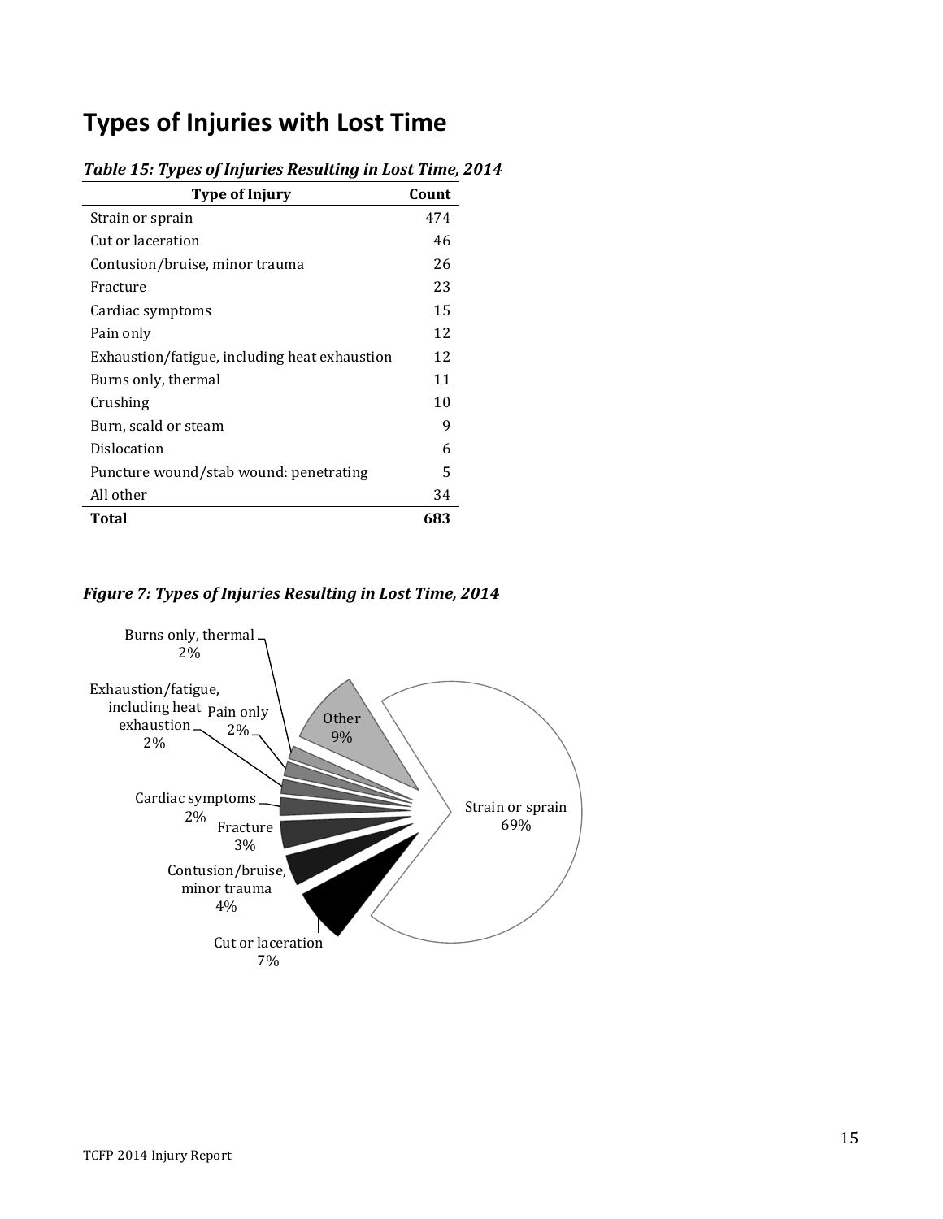# Types of Injuries with Lost Time

*Table 15: Types of Injuries Resulting in Lost Time, 2014*

| Type of Injury | Count |
|---|---|
| Strain or sprain | 474 |
| Cut or laceration | 46 |
| Contusion/bruise, minor trauma | 26 |
| Fracture | 23 |
| Cardiac symptoms | 15 |
| Pain only | 12 |
| Exhaustion/fatigue, including heat exhaustion | 12 |
| Burns only, thermal | 11 |
| Crushing | 10 |
| Burn, scald or steam | 9 |
| Dislocation | 6 |
| Puncture wound/stab wound: penetrating | 5 |
| All other | 34 |
| **Total** | **683** |

*Figure 7: Types of Injuries Resulting in Lost Time, 2014*

Burns only, thermal 2%
Exhaustion/fatigue, including heat exhaustion 2%
Pain only 2%
Other 9%
Cardiac symptoms 2%
Fracture 3%
Contusion/bruise, minor trauma 4%
Cut or laceration 7%
Strain or sprain 69%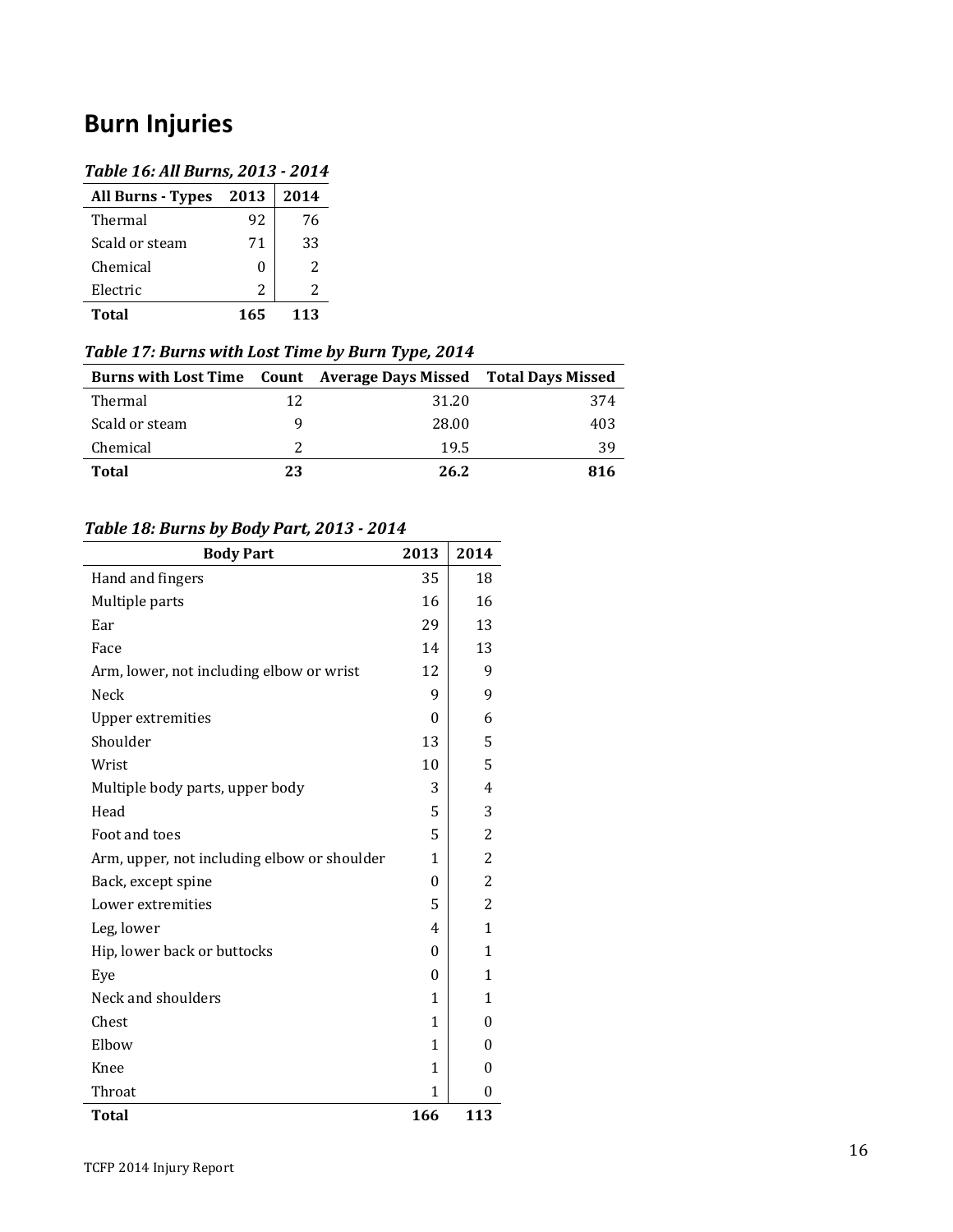## Burn Injuries

*Table 16: All Burns, 2013 - 2014*

| All Burns - Types | 2013 | 2014 |
|---|---|---|
| Thermal | 92 | 76 |
| Scald or steam | 71 | 33 |
| Chemical | 0 | 2 |
| Electric | 2 | 2 |
| **Total** | **165** | **113** |

*Table 17: Burns with Lost Time by Burn Type, 2014*

| Burns with Lost Time | Count | Average Days Missed | Total Days Missed |
|---|---|---|---|
| Thermal | 12 | 31.20 | 374 |
| Scald or steam | 9 | 28.00 | 403 |
| Chemical | 2 | 19.5 | 39 |
| **Total** | **23** | **26.2** | **816** |

*Table 18: Burns by Body Part, 2013 - 2014*

| Body Part | 2013 | 2014 |
|---|---|---|
| Hand and fingers | 35 | 18 |
| Multiple parts | 16 | 16 |
| Ear | 29 | 13 |
| Face | 14 | 13 |
| Arm, lower, not including elbow or wrist | 12 | 9 |
| Neck | 9 | 9 |
| Upper extremities | 0 | 6 |
| Shoulder | 13 | 5 |
| Wrist | 10 | 5 |
| Multiple body parts, upper body | 3 | 4 |
| Head | 5 | 3 |
| Foot and toes | 5 | 2 |
| Arm, upper, not including elbow or shoulder | 1 | 2 |
| Back, except spine | 0 | 2 |
| Lower extremities | 5 | 2 |
| Leg, lower | 4 | 1 |
| Hip, lower back or buttocks | 0 | 1 |
| Eye | 0 | 1 |
| Neck and shoulders | 1 | 1 |
| Chest | 1 | 0 |
| Elbow | 1 | 0 |
| Knee | 1 | 0 |
| Throat | 1 | 0 |
| **Total** | **166** | **113** |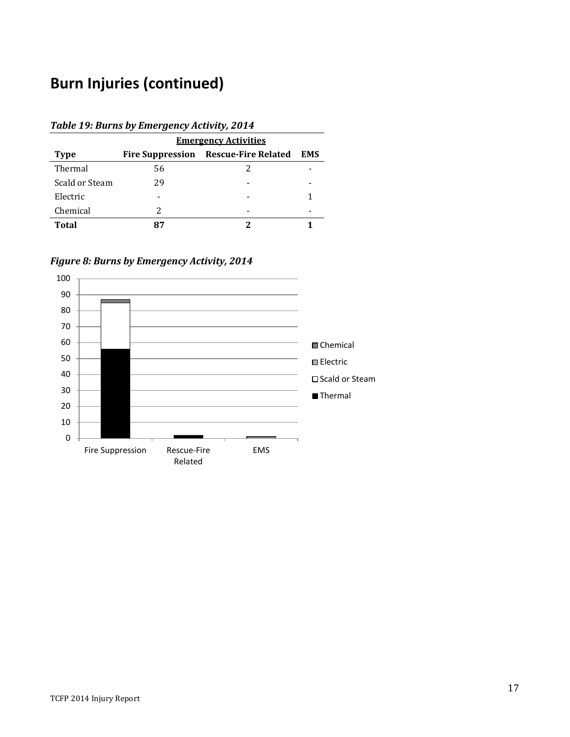# Burn Injuries (continued)

*Table 19: Burns by Emergency Activity, 2014*

| | Emergency Activities | | |
|---|---|---|---|
| **Type** | **Fire Suppression** | **Rescue-Fire Related** | **EMS** |
| Thermal | 56 | 2 | - |
| Scald or Steam | 29 | - | - |
| Electric | - | - | 1 |
| Chemical | 2 | - | - |
| **Total** | **87** | **2** | **1** |

*Figure 8: Burns by Emergency Activity, 2014*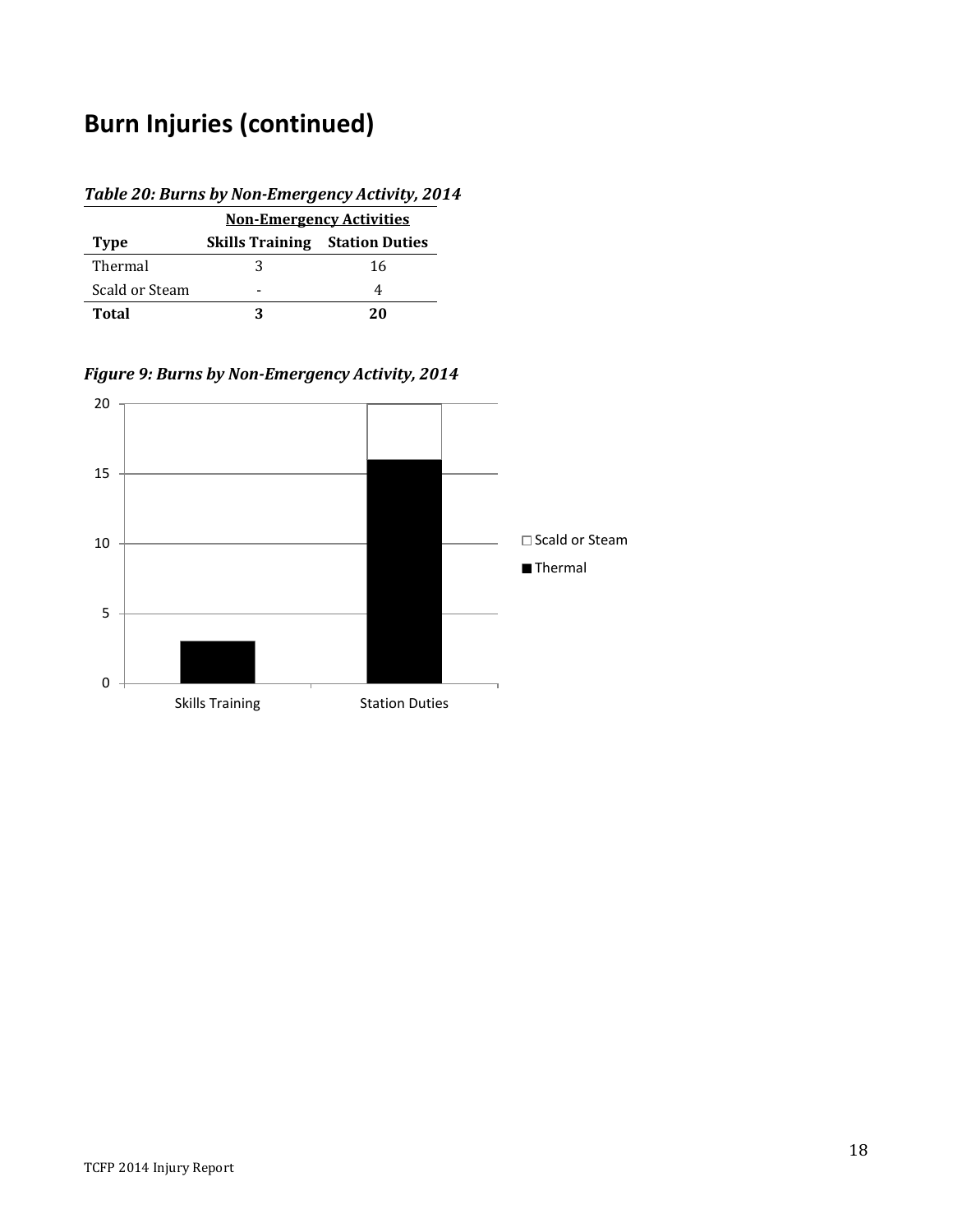# Burn Injuries (continued)

***Table 20: Burns by Non-Emergency Activity, 2014***

| | Non-Emergency Activities | |
|---|---|---|
| **Type** | **Skills Training** | **Station Duties** |
| Thermal | 3 | 16 |
| Scald or Steam | - | 4 |
| **Total** | **3** | **20** |

***Figure 9: Burns by Non-Emergency Activity, 2014***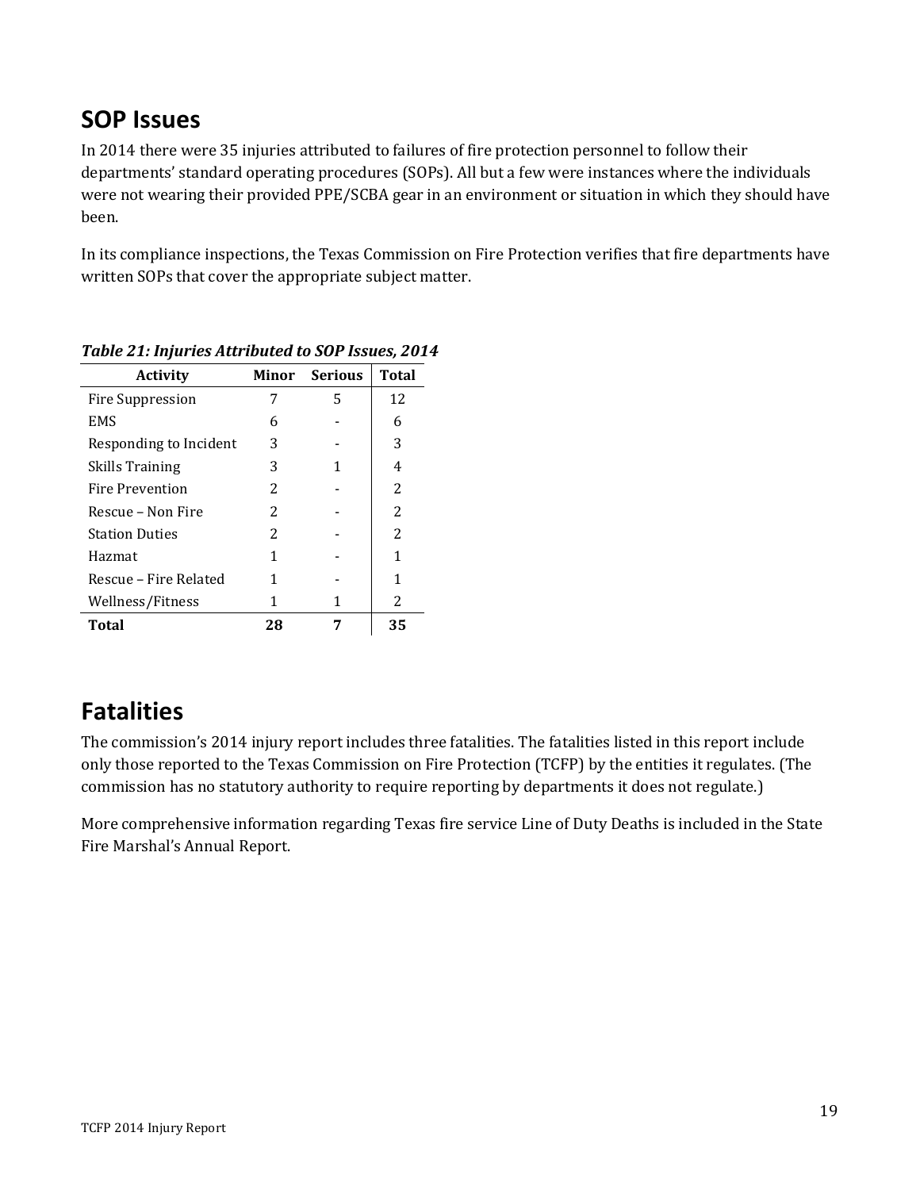## SOP Issues

In 2014 there were 35 injuries attributed to failures of fire protection personnel to follow their departments' standard operating procedures (SOPs). All but a few were instances where the individuals were not wearing their provided PPE/SCBA gear in an environment or situation in which they should have been.

In its compliance inspections, the Texas Commission on Fire Protection verifies that fire departments have written SOPs that cover the appropriate subject matter.

***Table 21: Injuries Attributed to SOP Issues, 2014***

| Activity | Minor | Serious | Total |
|---|---|---|---|
| Fire Suppression | 7 | 5 | 12 |
| EMS | 6 | - | 6 |
| Responding to Incident | 3 | - | 3 |
| Skills Training | 3 | 1 | 4 |
| Fire Prevention | 2 | - | 2 |
| Rescue – Non Fire | 2 | - | 2 |
| Station Duties | 2 | - | 2 |
| Hazmat | 1 | - | 1 |
| Rescue – Fire Related | 1 | - | 1 |
| Wellness/Fitness | 1 | 1 | 2 |
| **Total** | **28** | **7** | **35** |

## Fatalities

The commission's 2014 injury report includes three fatalities. The fatalities listed in this report include only those reported to the Texas Commission on Fire Protection (TCFP) by the entities it regulates. (The commission has no statutory authority to require reporting by departments it does not regulate.)

More comprehensive information regarding Texas fire service Line of Duty Deaths is included in the State Fire Marshal's Annual Report.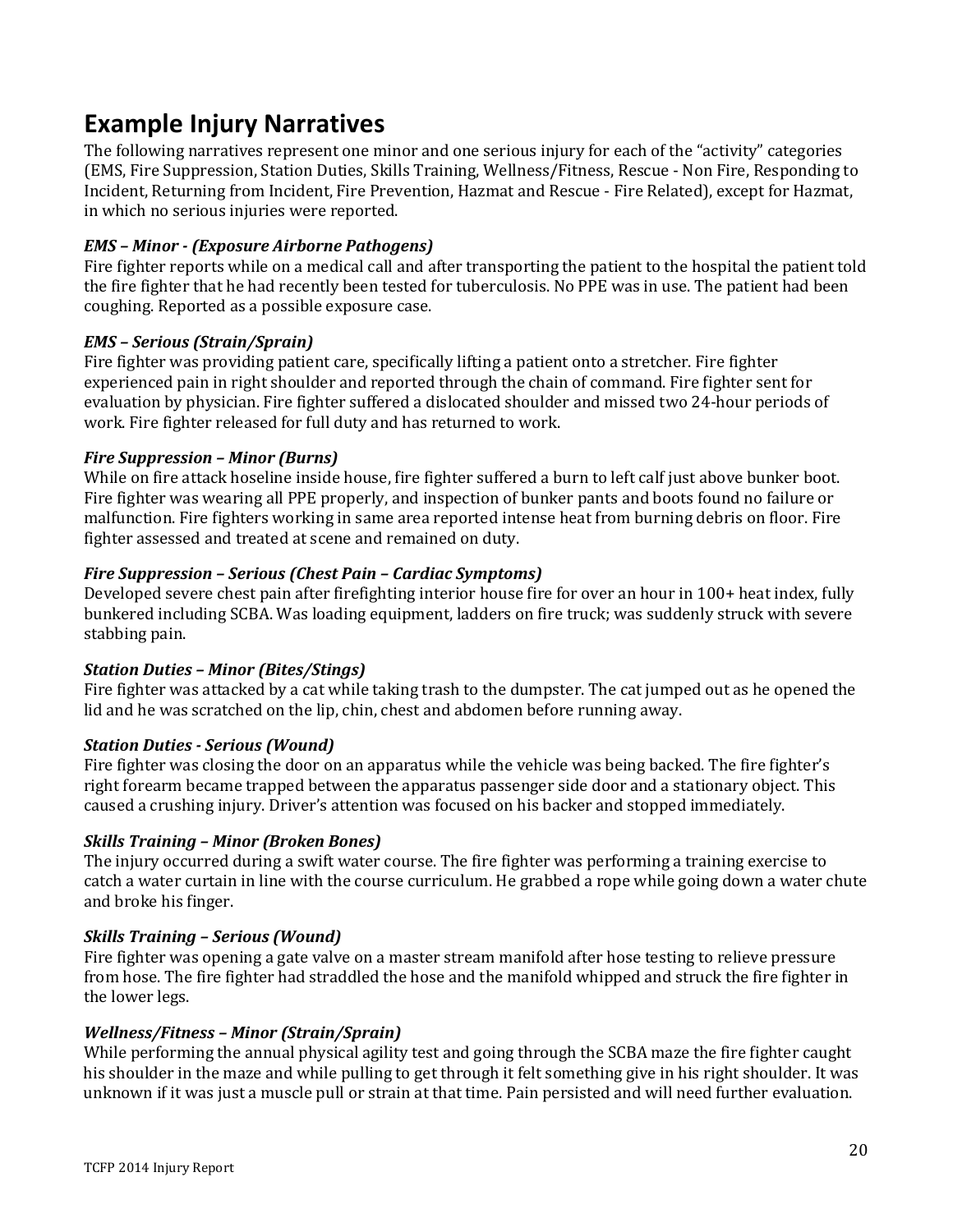## Example Injury Narratives

The following narratives represent one minor and one serious injury for each of the "activity" categories (EMS, Fire Suppression, Station Duties, Skills Training, Wellness/Fitness, Rescue - Non Fire, Responding to Incident, Returning from Incident, Fire Prevention, Hazmat and Rescue - Fire Related), except for Hazmat, in which no serious injuries were reported.

### *EMS – Minor - (Exposure Airborne Pathogens)*

Fire fighter reports while on a medical call and after transporting the patient to the hospital the patient told the fire fighter that he had recently been tested for tuberculosis. No PPE was in use. The patient had been coughing. Reported as a possible exposure case.

### *EMS – Serious (Strain/Sprain)*

Fire fighter was providing patient care, specifically lifting a patient onto a stretcher. Fire fighter experienced pain in right shoulder and reported through the chain of command. Fire fighter sent for evaluation by physician. Fire fighter suffered a dislocated shoulder and missed two 24-hour periods of work. Fire fighter released for full duty and has returned to work.

### *Fire Suppression – Minor (Burns)*

While on fire attack hoseline inside house, fire fighter suffered a burn to left calf just above bunker boot. Fire fighter was wearing all PPE properly, and inspection of bunker pants and boots found no failure or malfunction. Fire fighters working in same area reported intense heat from burning debris on floor. Fire fighter assessed and treated at scene and remained on duty.

### *Fire Suppression – Serious (Chest Pain – Cardiac Symptoms)*

Developed severe chest pain after firefighting interior house fire for over an hour in 100+ heat index, fully bunkered including SCBA. Was loading equipment, ladders on fire truck; was suddenly struck with severe stabbing pain.

### *Station Duties – Minor (Bites/Stings)*

Fire fighter was attacked by a cat while taking trash to the dumpster. The cat jumped out as he opened the lid and he was scratched on the lip, chin, chest and abdomen before running away.

### *Station Duties - Serious (Wound)*

Fire fighter was closing the door on an apparatus while the vehicle was being backed. The fire fighter's right forearm became trapped between the apparatus passenger side door and a stationary object. This caused a crushing injury. Driver's attention was focused on his backer and stopped immediately.

### *Skills Training – Minor (Broken Bones)*

The injury occurred during a swift water course. The fire fighter was performing a training exercise to catch a water curtain in line with the course curriculum. He grabbed a rope while going down a water chute and broke his finger.

### *Skills Training – Serious (Wound)*

Fire fighter was opening a gate valve on a master stream manifold after hose testing to relieve pressure from hose. The fire fighter had straddled the hose and the manifold whipped and struck the fire fighter in the lower legs.

### *Wellness/Fitness – Minor (Strain/Sprain)*

While performing the annual physical agility test and going through the SCBA maze the fire fighter caught his shoulder in the maze and while pulling to get through it felt something give in his right shoulder. It was unknown if it was just a muscle pull or strain at that time. Pain persisted and will need further evaluation.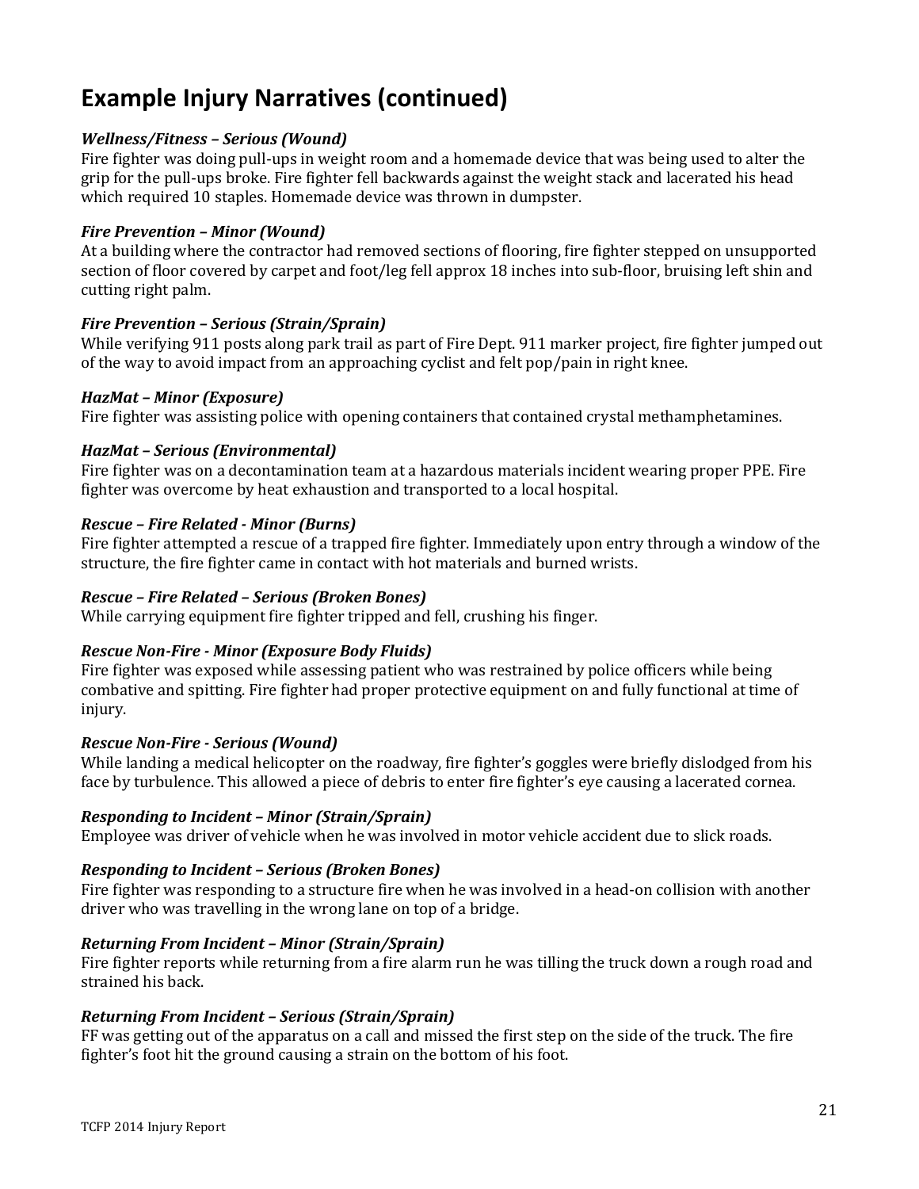## Example Injury Narratives (continued)

***Wellness/Fitness – Serious (Wound)***

Fire fighter was doing pull-ups in weight room and a homemade device that was being used to alter the grip for the pull-ups broke. Fire fighter fell backwards against the weight stack and lacerated his head which required 10 staples. Homemade device was thrown in dumpster.

***Fire Prevention – Minor (Wound)***

At a building where the contractor had removed sections of flooring, fire fighter stepped on unsupported section of floor covered by carpet and foot/leg fell approx 18 inches into sub-floor, bruising left shin and cutting right palm.

***Fire Prevention – Serious (Strain/Sprain)***

While verifying 911 posts along park trail as part of Fire Dept. 911 marker project, fire fighter jumped out of the way to avoid impact from an approaching cyclist and felt pop/pain in right knee.

***HazMat – Minor (Exposure)***

Fire fighter was assisting police with opening containers that contained crystal methamphetamines.

***HazMat – Serious (Environmental)***

Fire fighter was on a decontamination team at a hazardous materials incident wearing proper PPE. Fire fighter was overcome by heat exhaustion and transported to a local hospital.

***Rescue – Fire Related - Minor (Burns)***

Fire fighter attempted a rescue of a trapped fire fighter. Immediately upon entry through a window of the structure, the fire fighter came in contact with hot materials and burned wrists.

***Rescue – Fire Related – Serious (Broken Bones)***

While carrying equipment fire fighter tripped and fell, crushing his finger.

***Rescue Non-Fire - Minor (Exposure Body Fluids)***

Fire fighter was exposed while assessing patient who was restrained by police officers while being combative and spitting. Fire fighter had proper protective equipment on and fully functional at time of injury.

***Rescue Non-Fire - Serious (Wound)***

While landing a medical helicopter on the roadway, fire fighter's goggles were briefly dislodged from his face by turbulence. This allowed a piece of debris to enter fire fighter's eye causing a lacerated cornea.

***Responding to Incident – Minor (Strain/Sprain)***

Employee was driver of vehicle when he was involved in motor vehicle accident due to slick roads.

***Responding to Incident – Serious (Broken Bones)***

Fire fighter was responding to a structure fire when he was involved in a head-on collision with another driver who was travelling in the wrong lane on top of a bridge.

***Returning From Incident – Minor (Strain/Sprain)***

Fire fighter reports while returning from a fire alarm run he was tilling the truck down a rough road and strained his back.

***Returning From Incident – Serious (Strain/Sprain)***

FF was getting out of the apparatus on a call and missed the first step on the side of the truck. The fire fighter's foot hit the ground causing a strain on the bottom of his foot.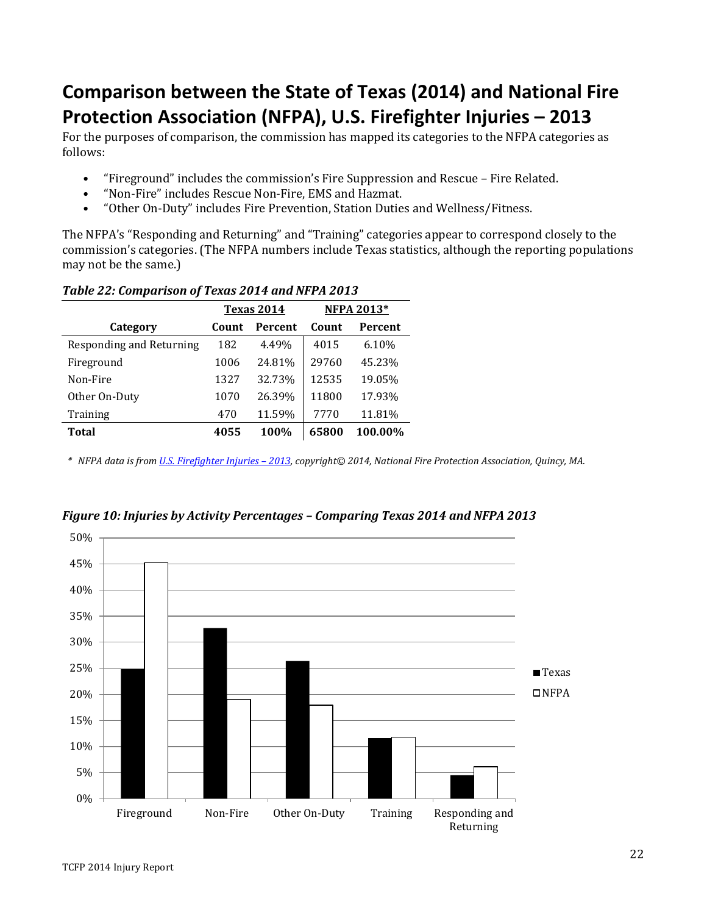# Comparison between the State of Texas (2014) and National Fire Protection Association (NFPA), U.S. Firefighter Injuries – 2013

For the purposes of comparison, the commission has mapped its categories to the NFPA categories as follows:

- "Fireground" includes the commission's Fire Suppression and Rescue – Fire Related.
- "Non-Fire" includes Rescue Non-Fire, EMS and Hazmat.
- "Other On-Duty" includes Fire Prevention, Station Duties and Wellness/Fitness.

The NFPA's "Responding and Returning" and "Training" categories appear to correspond closely to the commission's categories. (The NFPA numbers include Texas statistics, although the reporting populations may not be the same.)

***Table 22: Comparison of Texas 2014 and NFPA 2013***

| | Texas 2014 | | NFPA 2013* | |
|---|---|---|---|---|
| **Category** | **Count** | **Percent** | **Count** | **Percent** |
| Responding and Returning | 182 | 4.49% | 4015 | 6.10% |
| Fireground | 1006 | 24.81% | 29760 | 45.23% |
| Non-Fire | 1327 | 32.73% | 12535 | 19.05% |
| Other On-Duty | 1070 | 26.39% | 11800 | 17.93% |
| Training | 470 | 11.59% | 7770 | 11.81% |
| **Total** | **4055** | **100%** | **65800** | **100.00%** |

*\* NFPA data is from U.S. Firefighter Injuries – 2013, copyright© 2014, National Fire Protection Association, Quincy, MA.*

***Figure 10: Injuries by Activity Percentages – Comparing Texas 2014 and NFPA 2013***

| Category | Texas | NFPA |
|---|---|---|
| Fireground | 24.81% | 45.23% |
| Non-Fire | 32.73% | 19.05% |
| Other On-Duty | 26.39% | 17.93% |
| Training | 11.59% | 11.81% |
| Responding and Returning | 4.49% | 6.10% |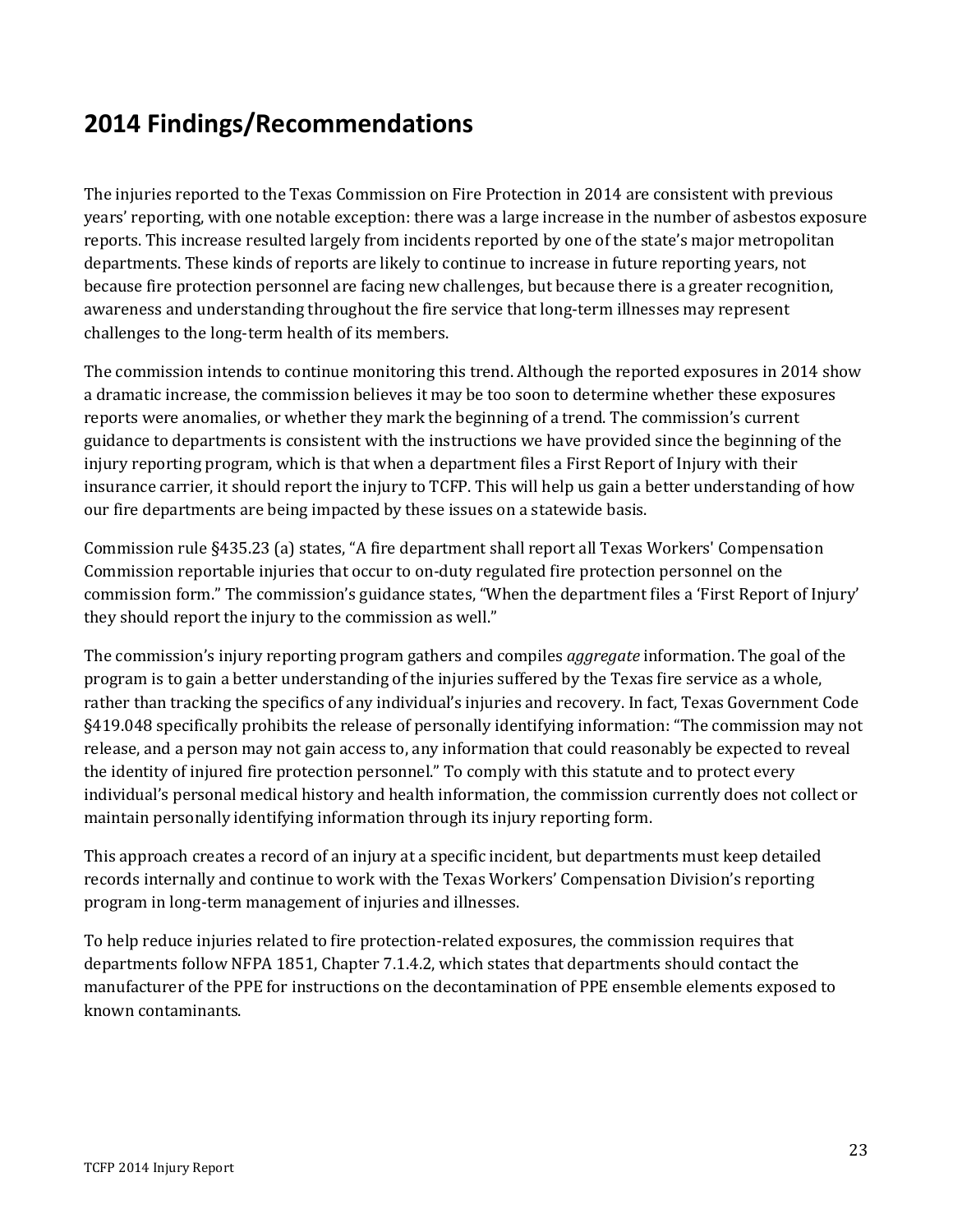## 2014 Findings/Recommendations

The injuries reported to the Texas Commission on Fire Protection in 2014 are consistent with previous years' reporting, with one notable exception: there was a large increase in the number of asbestos exposure reports. This increase resulted largely from incidents reported by one of the state's major metropolitan departments. These kinds of reports are likely to continue to increase in future reporting years, not because fire protection personnel are facing new challenges, but because there is a greater recognition, awareness and understanding throughout the fire service that long-term illnesses may represent challenges to the long-term health of its members.

The commission intends to continue monitoring this trend. Although the reported exposures in 2014 show a dramatic increase, the commission believes it may be too soon to determine whether these exposures reports were anomalies, or whether they mark the beginning of a trend. The commission's current guidance to departments is consistent with the instructions we have provided since the beginning of the injury reporting program, which is that when a department files a First Report of Injury with their insurance carrier, it should report the injury to TCFP. This will help us gain a better understanding of how our fire departments are being impacted by these issues on a statewide basis.

Commission rule §435.23 (a) states, "A fire department shall report all Texas Workers' Compensation Commission reportable injuries that occur to on-duty regulated fire protection personnel on the commission form." The commission's guidance states, "When the department files a 'First Report of Injury' they should report the injury to the commission as well."

The commission's injury reporting program gathers and compiles *aggregate* information. The goal of the program is to gain a better understanding of the injuries suffered by the Texas fire service as a whole, rather than tracking the specifics of any individual's injuries and recovery. In fact, Texas Government Code §419.048 specifically prohibits the release of personally identifying information: "The commission may not release, and a person may not gain access to, any information that could reasonably be expected to reveal the identity of injured fire protection personnel." To comply with this statute and to protect every individual's personal medical history and health information, the commission currently does not collect or maintain personally identifying information through its injury reporting form.

This approach creates a record of an injury at a specific incident, but departments must keep detailed records internally and continue to work with the Texas Workers' Compensation Division's reporting program in long-term management of injuries and illnesses.

To help reduce injuries related to fire protection-related exposures, the commission requires that departments follow NFPA 1851, Chapter 7.1.4.2, which states that departments should contact the manufacturer of the PPE for instructions on the decontamination of PPE ensemble elements exposed to known contaminants.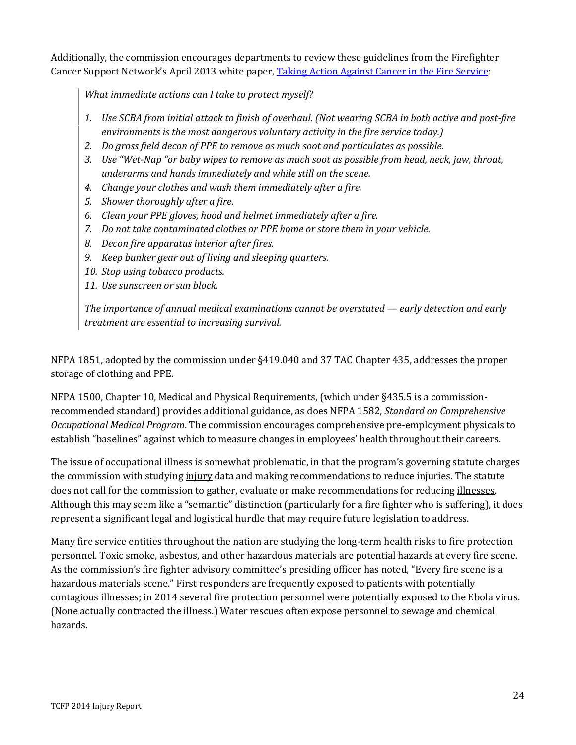Additionally, the commission encourages departments to review these guidelines from the Firefighter Cancer Support Network's April 2013 white paper, [Taking Action Against Cancer in the Fire Service](#):

> *What immediate actions can I take to protect myself?*
>
> 1. *Use SCBA from initial attack to finish of overhaul. (Not wearing SCBA in both active and post-fire environments is the most dangerous voluntary activity in the fire service today.)*
> 2. *Do gross field decon of PPE to remove as much soot and particulates as possible.*
> 3. *Use "Wet-Nap "or baby wipes to remove as much soot as possible from head, neck, jaw, throat, underarms and hands immediately and while still on the scene.*
> 4. *Change your clothes and wash them immediately after a fire.*
> 5. *Shower thoroughly after a fire.*
> 6. *Clean your PPE gloves, hood and helmet immediately after a fire.*
> 7. *Do not take contaminated clothes or PPE home or store them in your vehicle.*
> 8. *Decon fire apparatus interior after fires.*
> 9. *Keep bunker gear out of living and sleeping quarters.*
> 10. *Stop using tobacco products.*
> 11. *Use sunscreen or sun block.*
>
> *The importance of annual medical examinations cannot be overstated — early detection and early treatment are essential to increasing survival.*

NFPA 1851, adopted by the commission under §419.040 and 37 TAC Chapter 435, addresses the proper storage of clothing and PPE.

NFPA 1500, Chapter 10, Medical and Physical Requirements, (which under §435.5 is a commission-recommended standard) provides additional guidance, as does NFPA 1582, *Standard on Comprehensive Occupational Medical Program*. The commission encourages comprehensive pre-employment physicals to establish "baselines" against which to measure changes in employees' health throughout their careers.

The issue of occupational illness is somewhat problematic, in that the program's governing statute charges the commission with studying <u>injury</u> data and making recommendations to reduce injuries. The statute does not call for the commission to gather, evaluate or make recommendations for reducing <u>illnesses</u>. Although this may seem like a "semantic" distinction (particularly for a fire fighter who is suffering), it does represent a significant legal and logistical hurdle that may require future legislation to address.

Many fire service entities throughout the nation are studying the long-term health risks to fire protection personnel. Toxic smoke, asbestos, and other hazardous materials are potential hazards at every fire scene. As the commission's fire fighter advisory committee's presiding officer has noted, "Every fire scene is a hazardous materials scene." First responders are frequently exposed to patients with potentially contagious illnesses; in 2014 several fire protection personnel were potentially exposed to the Ebola virus. (None actually contracted the illness.) Water rescues often expose personnel to sewage and chemical hazards.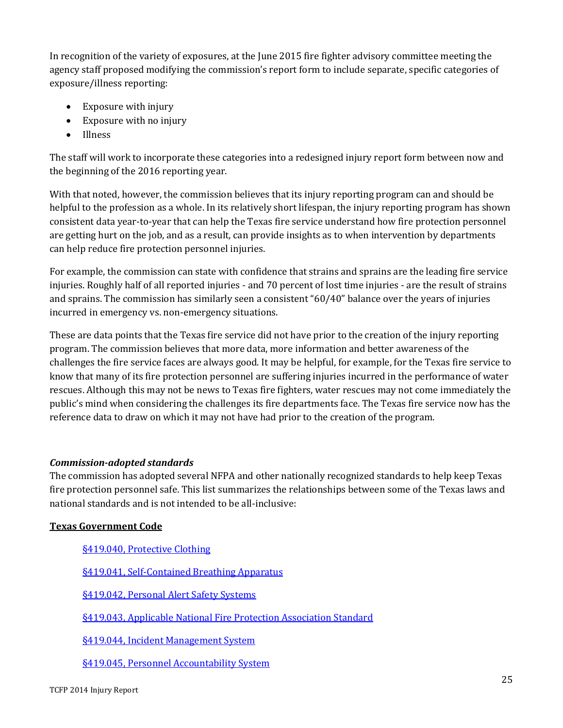In recognition of the variety of exposures, at the June 2015 fire fighter advisory committee meeting the agency staff proposed modifying the commission's report form to include separate, specific categories of exposure/illness reporting:

- Exposure with injury
- Exposure with no injury
- Illness

The staff will work to incorporate these categories into a redesigned injury report form between now and the beginning of the 2016 reporting year.

With that noted, however, the commission believes that its injury reporting program can and should be helpful to the profession as a whole. In its relatively short lifespan, the injury reporting program has shown consistent data year-to-year that can help the Texas fire service understand how fire protection personnel are getting hurt on the job, and as a result, can provide insights as to when intervention by departments can help reduce fire protection personnel injuries.

For example, the commission can state with confidence that strains and sprains are the leading fire service injuries. Roughly half of all reported injuries - and 70 percent of lost time injuries - are the result of strains and sprains. The commission has similarly seen a consistent "60/40" balance over the years of injuries incurred in emergency vs. non-emergency situations.

These are data points that the Texas fire service did not have prior to the creation of the injury reporting program. The commission believes that more data, more information and better awareness of the challenges the fire service faces are always good. It may be helpful, for example, for the Texas fire service to know that many of its fire protection personnel are suffering injuries incurred in the performance of water rescues. Although this may not be news to Texas fire fighters, water rescues may not come immediately the public's mind when considering the challenges its fire departments face. The Texas fire service now has the reference data to draw on which it may not have had prior to the creation of the program.

***Commission-adopted standards***

The commission has adopted several NFPA and other nationally recognized standards to help keep Texas fire protection personnel safe. This list summarizes the relationships between some of the Texas laws and national standards and is not intended to be all-inclusive:

**Texas Government Code**

§419.040, Protective Clothing

§419.041, Self-Contained Breathing Apparatus

§419.042, Personal Alert Safety Systems

§419.043, Applicable National Fire Protection Association Standard

§419.044, Incident Management System

§419.045, Personnel Accountability System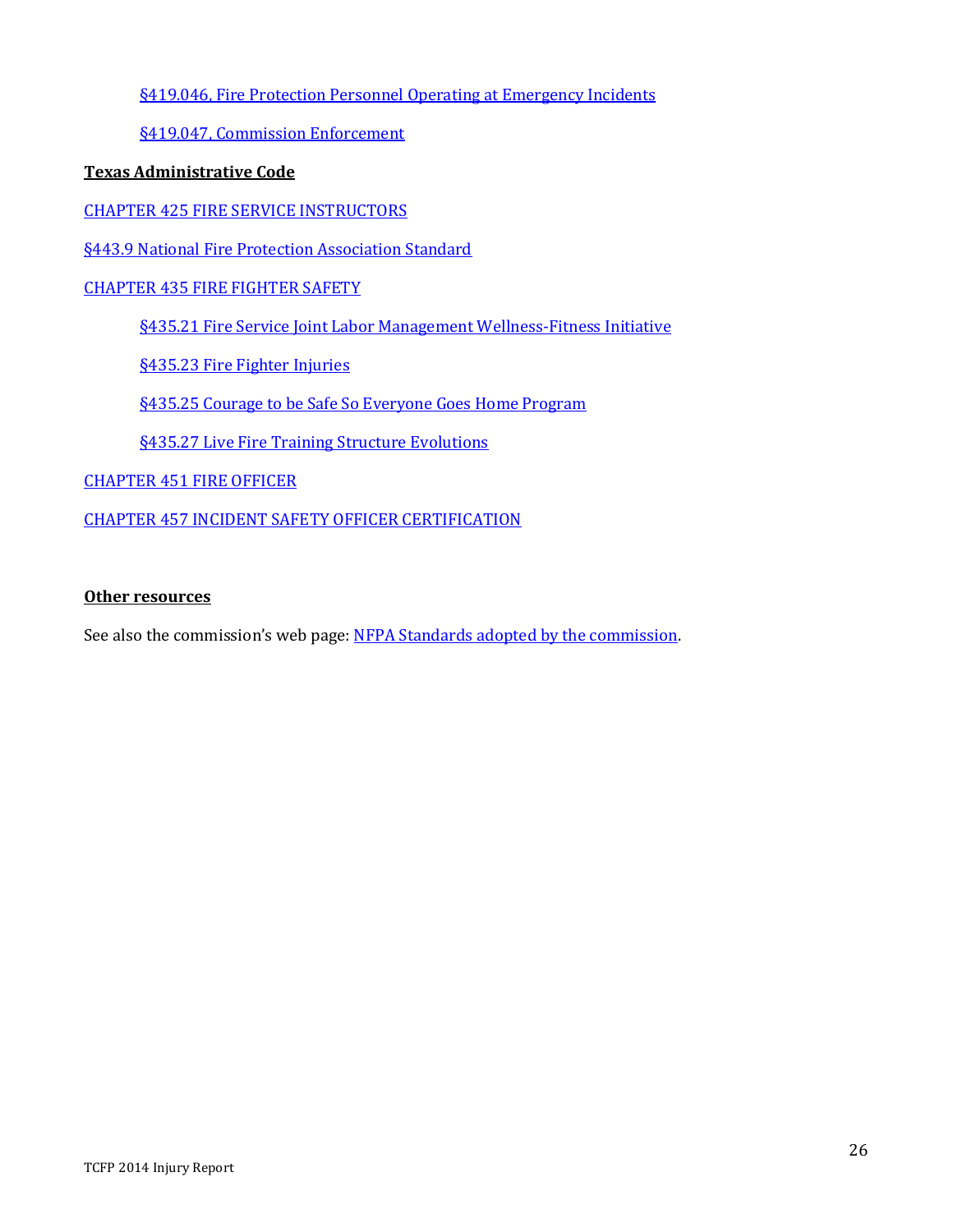§419.046, Fire Protection Personnel Operating at Emergency Incidents

§419.047, Commission Enforcement

**Texas Administrative Code**

CHAPTER 425 FIRE SERVICE INSTRUCTORS

§443.9 National Fire Protection Association Standard

CHAPTER 435 FIRE FIGHTER SAFETY

§435.21 Fire Service Joint Labor Management Wellness-Fitness Initiative

§435.23 Fire Fighter Injuries

§435.25 Courage to be Safe So Everyone Goes Home Program

§435.27 Live Fire Training Structure Evolutions

CHAPTER 451 FIRE OFFICER

CHAPTER 457 INCIDENT SAFETY OFFICER CERTIFICATION

**Other resources**

See also the commission's web page: NFPA Standards adopted by the commission.